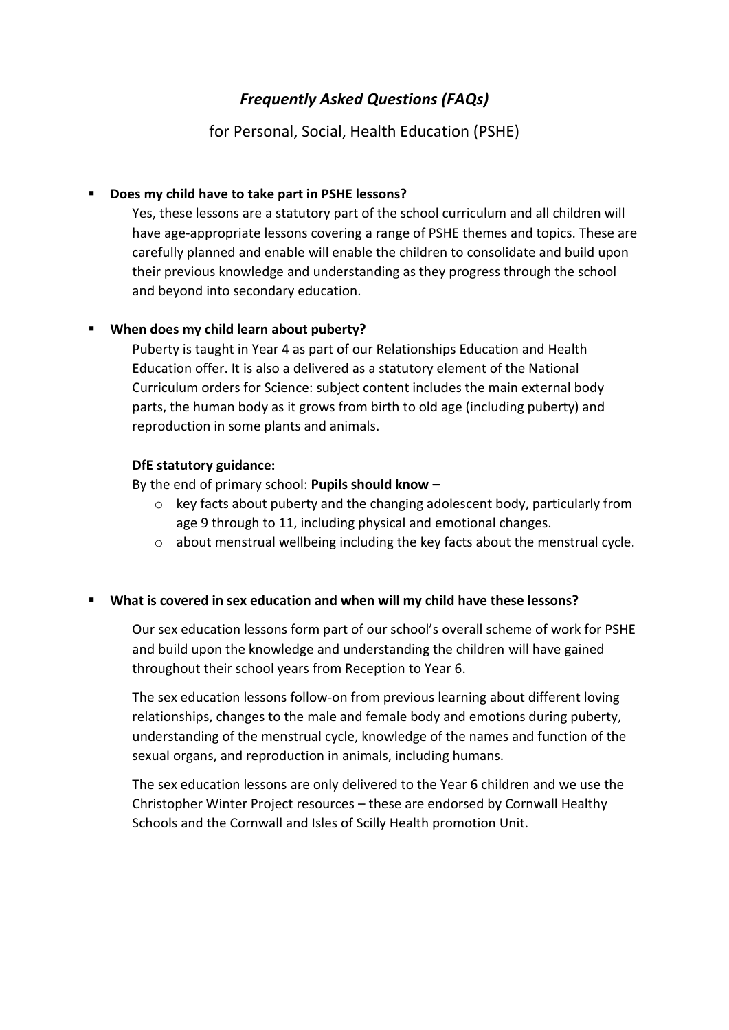# *Frequently Asked Questions (FAQs)*

for Personal, Social, Health Education (PSHE)

- **Does my child have to take part in PSHE lessons?**

  Yes, these lessons are a statutory part of the school curriculum and all children will have age-appropriate lessons covering a range of PSHE themes and topics. These are carefully planned and enable will enable the children to consolidate and build upon their previous knowledge and understanding as they progress through the school and beyond into secondary education.

- **When does my child learn about puberty?**

  Puberty is taught in Year 4 as part of our Relationships Education and Health Education offer. It is also a delivered as a statutory element of the National Curriculum orders for Science: subject content includes the main external body parts, the human body as it grows from birth to old age (including puberty) and reproduction in some plants and animals.

  **DfE statutory guidance:**

  By the end of primary school: **Pupils should know –**

  - key facts about puberty and the changing adolescent body, particularly from age 9 through to 11, including physical and emotional changes.
  - about menstrual wellbeing including the key facts about the menstrual cycle.

- **What is covered in sex education and when will my child have these lessons?**

  Our sex education lessons form part of our school's overall scheme of work for PSHE and build upon the knowledge and understanding the children will have gained throughout their school years from Reception to Year 6.

  The sex education lessons follow-on from previous learning about different loving relationships, changes to the male and female body and emotions during puberty, understanding of the menstrual cycle, knowledge of the names and function of the sexual organs, and reproduction in animals, including humans.

  The sex education lessons are only delivered to the Year 6 children and we use the Christopher Winter Project resources – these are endorsed by Cornwall Healthy Schools and the Cornwall and Isles of Scilly Health promotion Unit.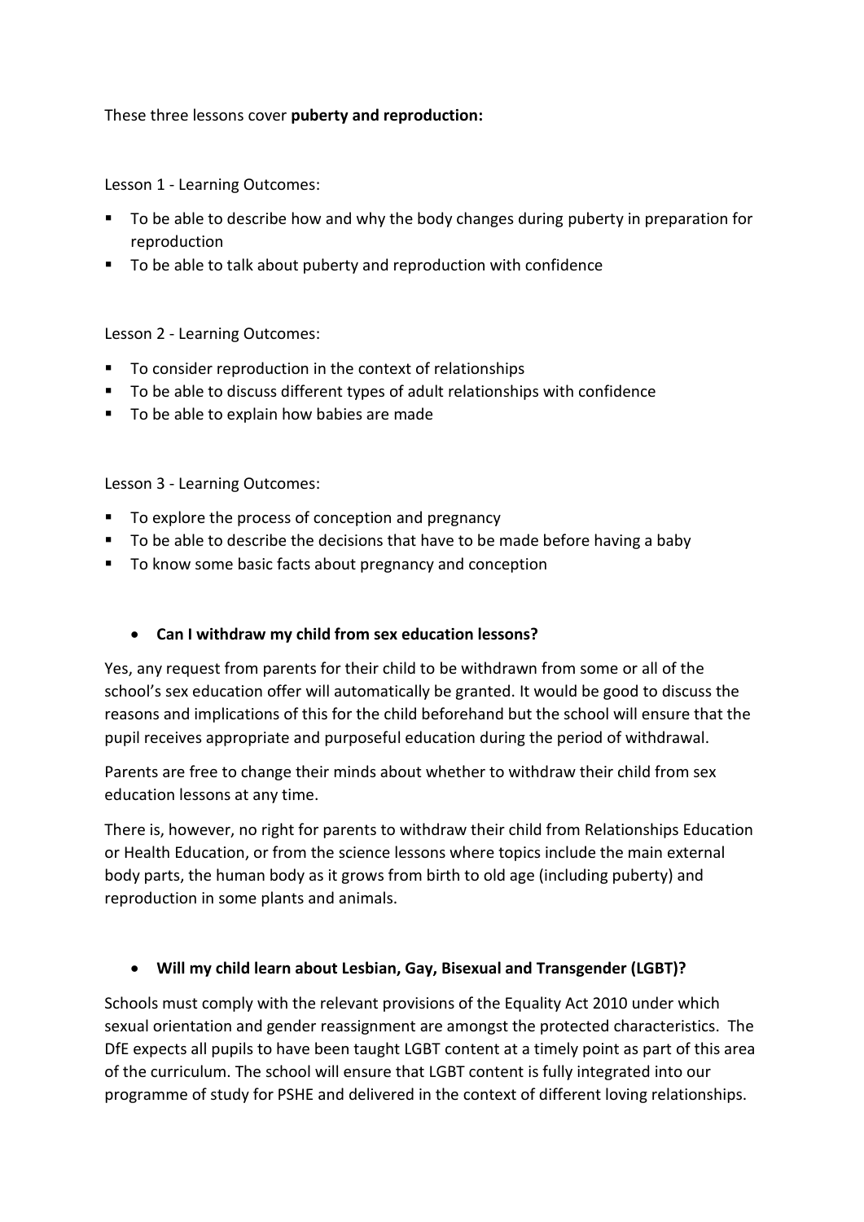These three lessons cover **puberty and reproduction:**

Lesson 1 - Learning Outcomes:

- To be able to describe how and why the body changes during puberty in preparation for reproduction
- To be able to talk about puberty and reproduction with confidence

Lesson 2 - Learning Outcomes:

- To consider reproduction in the context of relationships
- To be able to discuss different types of adult relationships with confidence
- To be able to explain how babies are made

Lesson 3 - Learning Outcomes:

- To explore the process of conception and pregnancy
- To be able to describe the decisions that have to be made before having a baby
- To know some basic facts about pregnancy and conception

- **Can I withdraw my child from sex education lessons?**

Yes, any request from parents for their child to be withdrawn from some or all of the school's sex education offer will automatically be granted. It would be good to discuss the reasons and implications of this for the child beforehand but the school will ensure that the pupil receives appropriate and purposeful education during the period of withdrawal.

Parents are free to change their minds about whether to withdraw their child from sex education lessons at any time.

There is, however, no right for parents to withdraw their child from Relationships Education or Health Education, or from the science lessons where topics include the main external body parts, the human body as it grows from birth to old age (including puberty) and reproduction in some plants and animals.

- **Will my child learn about Lesbian, Gay, Bisexual and Transgender (LGBT)?**

Schools must comply with the relevant provisions of the Equality Act 2010 under which sexual orientation and gender reassignment are amongst the protected characteristics. The DfE expects all pupils to have been taught LGBT content at a timely point as part of this area of the curriculum. The school will ensure that LGBT content is fully integrated into our programme of study for PSHE and delivered in the context of different loving relationships.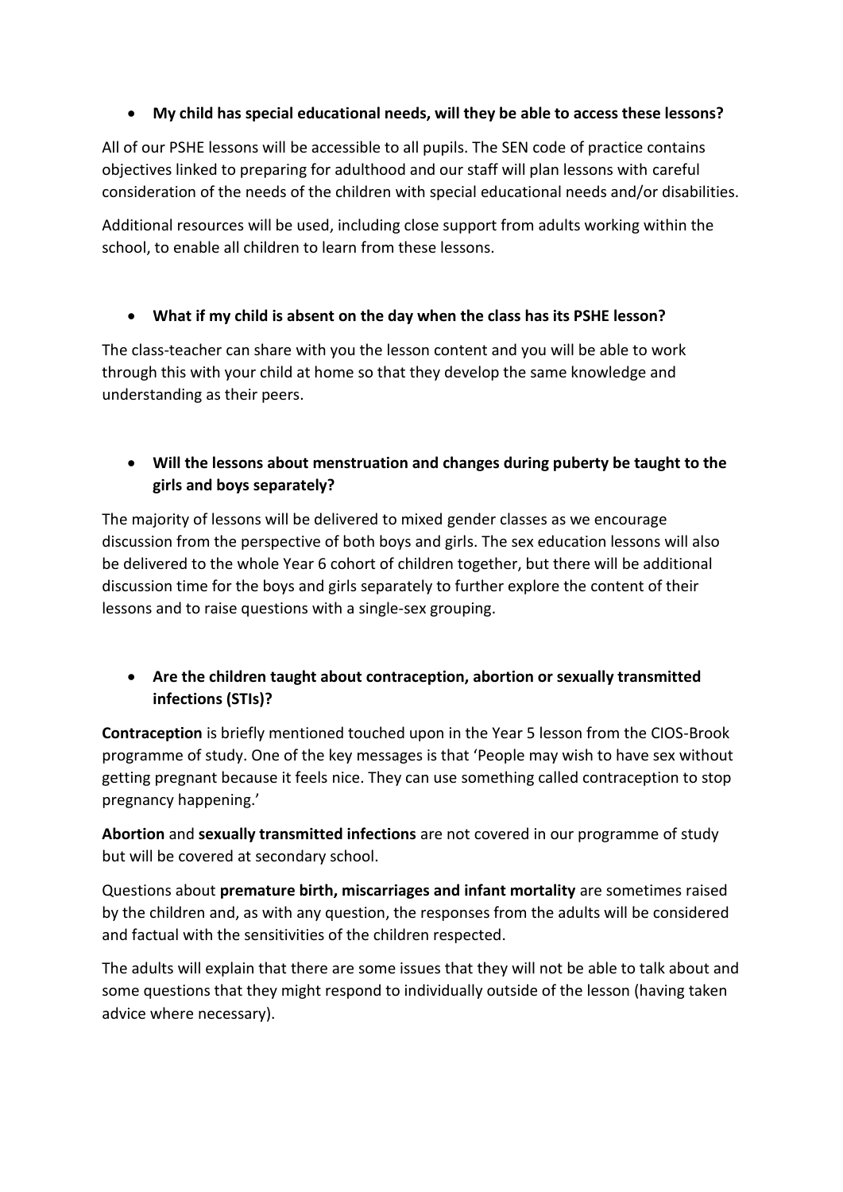- **My child has special educational needs, will they be able to access these lessons?**

All of our PSHE lessons will be accessible to all pupils. The SEN code of practice contains objectives linked to preparing for adulthood and our staff will plan lessons with careful consideration of the needs of the children with special educational needs and/or disabilities.

Additional resources will be used, including close support from adults working within the school, to enable all children to learn from these lessons.

- **What if my child is absent on the day when the class has its PSHE lesson?**

The class-teacher can share with you the lesson content and you will be able to work through this with your child at home so that they develop the same knowledge and understanding as their peers.

- **Will the lessons about menstruation and changes during puberty be taught to the girls and boys separately?**

The majority of lessons will be delivered to mixed gender classes as we encourage discussion from the perspective of both boys and girls. The sex education lessons will also be delivered to the whole Year 6 cohort of children together, but there will be additional discussion time for the boys and girls separately to further explore the content of their lessons and to raise questions with a single-sex grouping.

- **Are the children taught about contraception, abortion or sexually transmitted infections (STIs)?**

**Contraception** is briefly mentioned touched upon in the Year 5 lesson from the CIOS-Brook programme of study. One of the key messages is that 'People may wish to have sex without getting pregnant because it feels nice. They can use something called contraception to stop pregnancy happening.'

**Abortion** and **sexually transmitted infections** are not covered in our programme of study but will be covered at secondary school.

Questions about **premature birth, miscarriages and infant mortality** are sometimes raised by the children and, as with any question, the responses from the adults will be considered and factual with the sensitivities of the children respected.

The adults will explain that there are some issues that they will not be able to talk about and some questions that they might respond to individually outside of the lesson (having taken advice where necessary).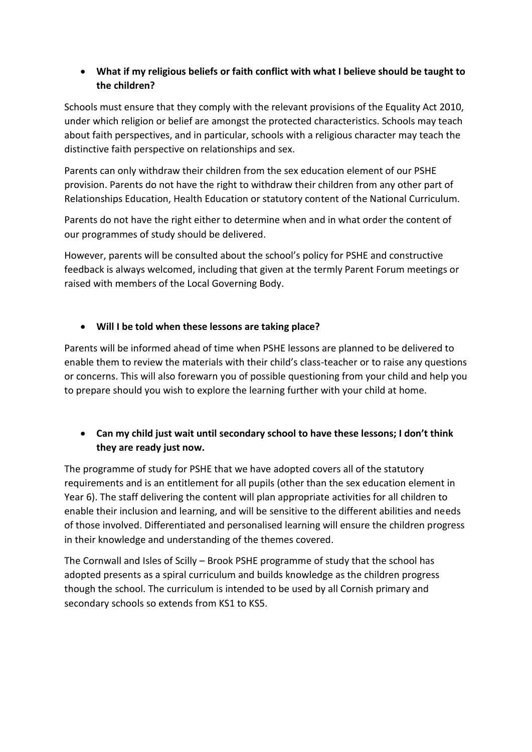- **What if my religious beliefs or faith conflict with what I believe should be taught to the children?**

Schools must ensure that they comply with the relevant provisions of the Equality Act 2010, under which religion or belief are amongst the protected characteristics. Schools may teach about faith perspectives, and in particular, schools with a religious character may teach the distinctive faith perspective on relationships and sex.

Parents can only withdraw their children from the sex education element of our PSHE provision. Parents do not have the right to withdraw their children from any other part of Relationships Education, Health Education or statutory content of the National Curriculum.

Parents do not have the right either to determine when and in what order the content of our programmes of study should be delivered.

However, parents will be consulted about the school's policy for PSHE and constructive feedback is always welcomed, including that given at the termly Parent Forum meetings or raised with members of the Local Governing Body.

- **Will I be told when these lessons are taking place?**

Parents will be informed ahead of time when PSHE lessons are planned to be delivered to enable them to review the materials with their child's class-teacher or to raise any questions or concerns. This will also forewarn you of possible questioning from your child and help you to prepare should you wish to explore the learning further with your child at home.

- **Can my child just wait until secondary school to have these lessons; I don't think they are ready just now.**

The programme of study for PSHE that we have adopted covers all of the statutory requirements and is an entitlement for all pupils (other than the sex education element in Year 6). The staff delivering the content will plan appropriate activities for all children to enable their inclusion and learning, and will be sensitive to the different abilities and needs of those involved. Differentiated and personalised learning will ensure the children progress in their knowledge and understanding of the themes covered.

The Cornwall and Isles of Scilly – Brook PSHE programme of study that the school has adopted presents as a spiral curriculum and builds knowledge as the children progress though the school. The curriculum is intended to be used by all Cornish primary and secondary schools so extends from KS1 to KS5.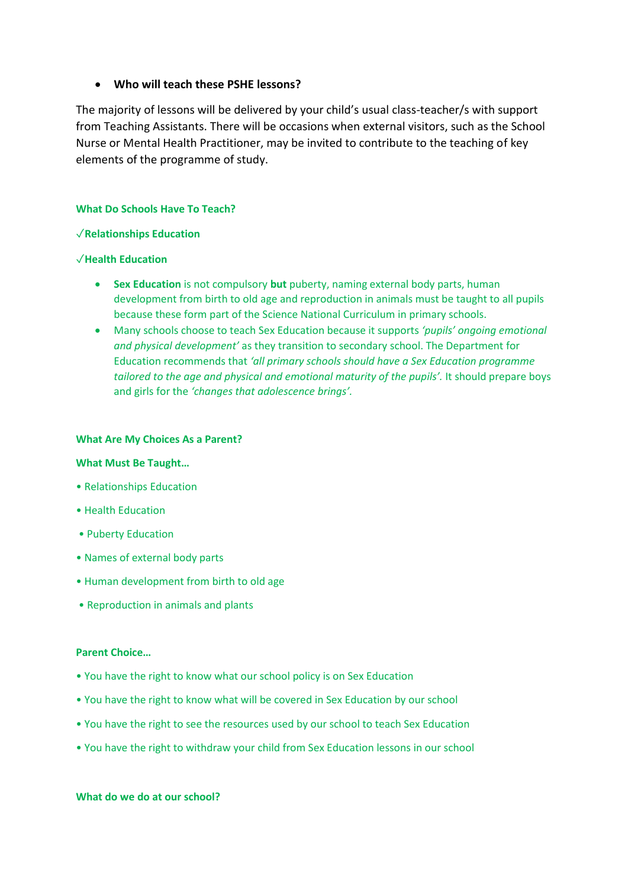- **Who will teach these PSHE lessons?**

The majority of lessons will be delivered by your child's usual class-teacher/s with support from Teaching Assistants. There will be occasions when external visitors, such as the School Nurse or Mental Health Practitioner, may be invited to contribute to the teaching of key elements of the programme of study.

**What Do Schools Have To Teach?**

**√Relationships Education**

**√Health Education**

- **Sex Education** is not compulsory **but** puberty, naming external body parts, human development from birth to old age and reproduction in animals must be taught to all pupils because these form part of the Science National Curriculum in primary schools.
- Many schools choose to teach Sex Education because it supports *'pupils' ongoing emotional and physical development'* as they transition to secondary school. The Department for Education recommends that *'all primary schools should have a Sex Education programme tailored to the age and physical and emotional maturity of the pupils'.* It should prepare boys and girls for the *'changes that adolescence brings'.*

**What Are My Choices As a Parent?**

**What Must Be Taught…**

- Relationships Education
- Health Education
- Puberty Education
- Names of external body parts
- Human development from birth to old age
- Reproduction in animals and plants

**Parent Choice…**

- You have the right to know what our school policy is on Sex Education
- You have the right to know what will be covered in Sex Education by our school
- You have the right to see the resources used by our school to teach Sex Education
- You have the right to withdraw your child from Sex Education lessons in our school

**What do we do at our school?**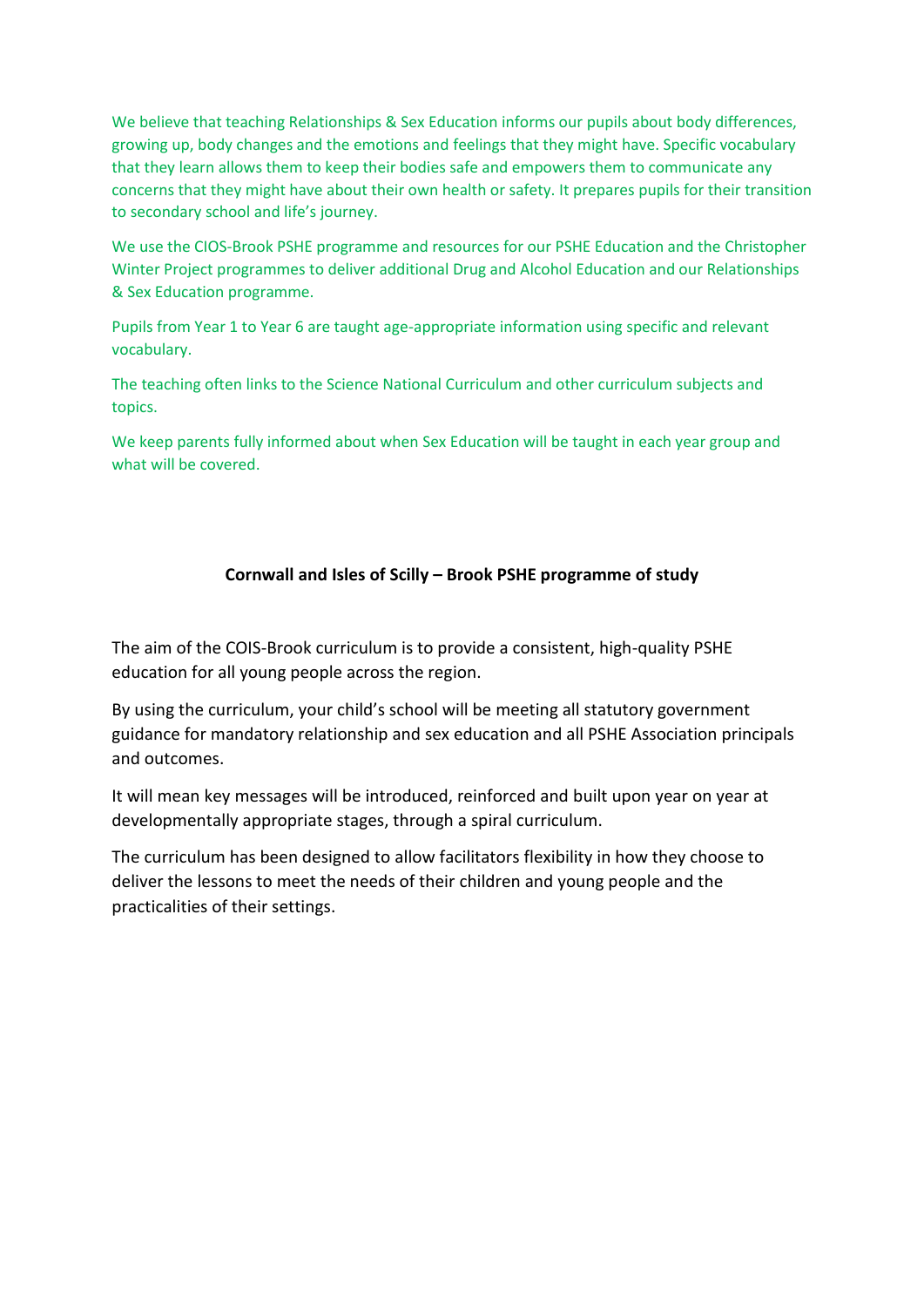We believe that teaching Relationships & Sex Education informs our pupils about body differences, growing up, body changes and the emotions and feelings that they might have. Specific vocabulary that they learn allows them to keep their bodies safe and empowers them to communicate any concerns that they might have about their own health or safety. It prepares pupils for their transition to secondary school and life's journey.

We use the CIOS-Brook PSHE programme and resources for our PSHE Education and the Christopher Winter Project programmes to deliver additional Drug and Alcohol Education and our Relationships & Sex Education programme.

Pupils from Year 1 to Year 6 are taught age-appropriate information using specific and relevant vocabulary.

The teaching often links to the Science National Curriculum and other curriculum subjects and topics.

We keep parents fully informed about when Sex Education will be taught in each year group and what will be covered.

**Cornwall and Isles of Scilly – Brook PSHE programme of study**

The aim of the COIS-Brook curriculum is to provide a consistent, high-quality PSHE education for all young people across the region.

By using the curriculum, your child's school will be meeting all statutory government guidance for mandatory relationship and sex education and all PSHE Association principals and outcomes.

It will mean key messages will be introduced, reinforced and built upon year on year at developmentally appropriate stages, through a spiral curriculum.

The curriculum has been designed to allow facilitators flexibility in how they choose to deliver the lessons to meet the needs of their children and young people and the practicalities of their settings.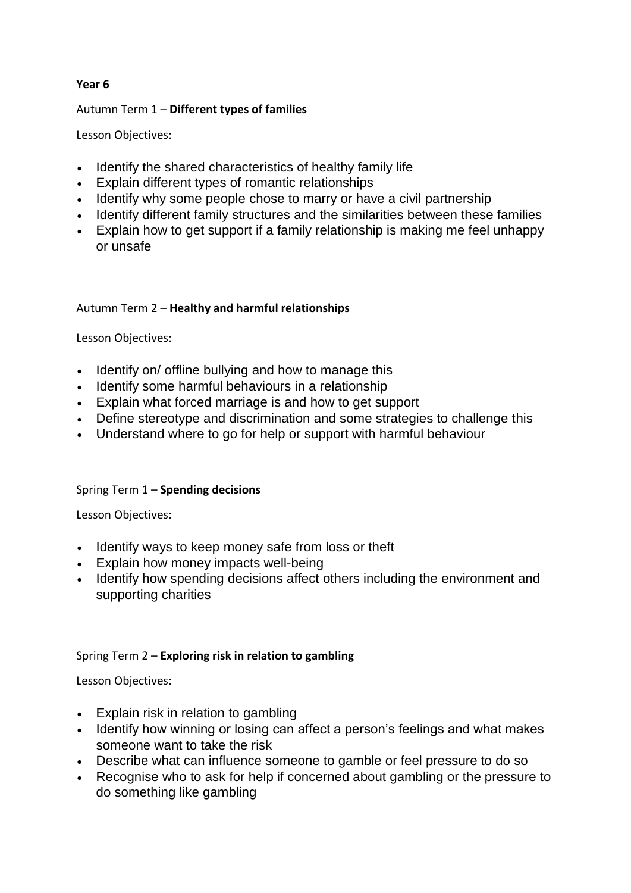**Year 6**

Autumn Term 1 – **Different types of families**

Lesson Objectives:

- Identify the shared characteristics of healthy family life
- Explain different types of romantic relationships
- Identify why some people chose to marry or have a civil partnership
- Identify different family structures and the similarities between these families
- Explain how to get support if a family relationship is making me feel unhappy or unsafe

Autumn Term 2 – **Healthy and harmful relationships**

Lesson Objectives:

- Identify on/ offline bullying and how to manage this
- Identify some harmful behaviours in a relationship
- Explain what forced marriage is and how to get support
- Define stereotype and discrimination and some strategies to challenge this
- Understand where to go for help or support with harmful behaviour

Spring Term 1 – **Spending decisions**

Lesson Objectives:

- Identify ways to keep money safe from loss or theft
- Explain how money impacts well-being
- Identify how spending decisions affect others including the environment and supporting charities

Spring Term 2 – **Exploring risk in relation to gambling**

Lesson Objectives:

- Explain risk in relation to gambling
- Identify how winning or losing can affect a person's feelings and what makes someone want to take the risk
- Describe what can influence someone to gamble or feel pressure to do so
- Recognise who to ask for help if concerned about gambling or the pressure to do something like gambling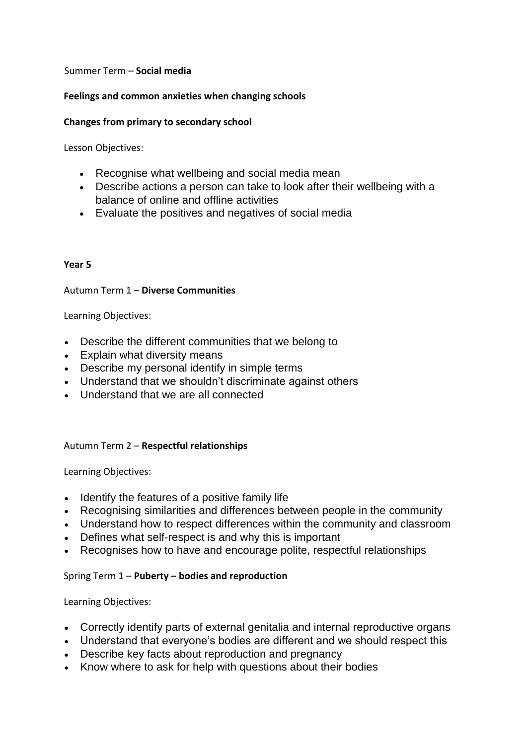Summer Term – **Social media**

**Feelings and common anxieties when changing schools**

**Changes from primary to secondary school**

Lesson Objectives:

- Recognise what wellbeing and social media mean
- Describe actions a person can take to look after their wellbeing with a balance of online and offline activities
- Evaluate the positives and negatives of social media

**Year 5**

Autumn Term 1 – **Diverse Communities**

Learning Objectives:

- Describe the different communities that we belong to
- Explain what diversity means
- Describe my personal identify in simple terms
- Understand that we shouldn't discriminate against others
- Understand that we are all connected

Autumn Term 2 – **Respectful relationships**

Learning Objectives:

- Identify the features of a positive family life
- Recognising similarities and differences between people in the community
- Understand how to respect differences within the community and classroom
- Defines what self-respect is and why this is important
- Recognises how to have and encourage polite, respectful relationships

Spring Term 1 – **Puberty – bodies and reproduction**

Learning Objectives:

- Correctly identify parts of external genitalia and internal reproductive organs
- Understand that everyone's bodies are different and we should respect this
- Describe key facts about reproduction and pregnancy
- Know where to ask for help with questions about their bodies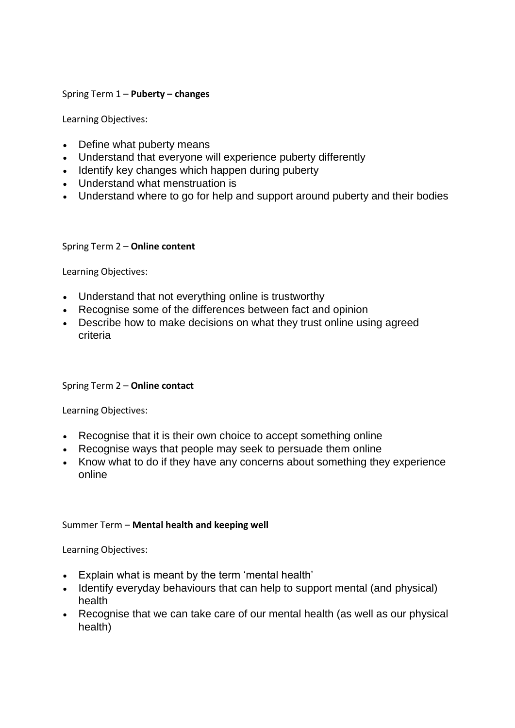Spring Term 1 – **Puberty – changes**

Learning Objectives:

- Define what puberty means
- Understand that everyone will experience puberty differently
- Identify key changes which happen during puberty
- Understand what menstruation is
- Understand where to go for help and support around puberty and their bodies

Spring Term 2 – **Online content**

Learning Objectives:

- Understand that not everything online is trustworthy
- Recognise some of the differences between fact and opinion
- Describe how to make decisions on what they trust online using agreed criteria

Spring Term 2 – **Online contact**

Learning Objectives:

- Recognise that it is their own choice to accept something online
- Recognise ways that people may seek to persuade them online
- Know what to do if they have any concerns about something they experience online

Summer Term – **Mental health and keeping well**

Learning Objectives:

- Explain what is meant by the term 'mental health'
- Identify everyday behaviours that can help to support mental (and physical) health
- Recognise that we can take care of our mental health (as well as our physical health)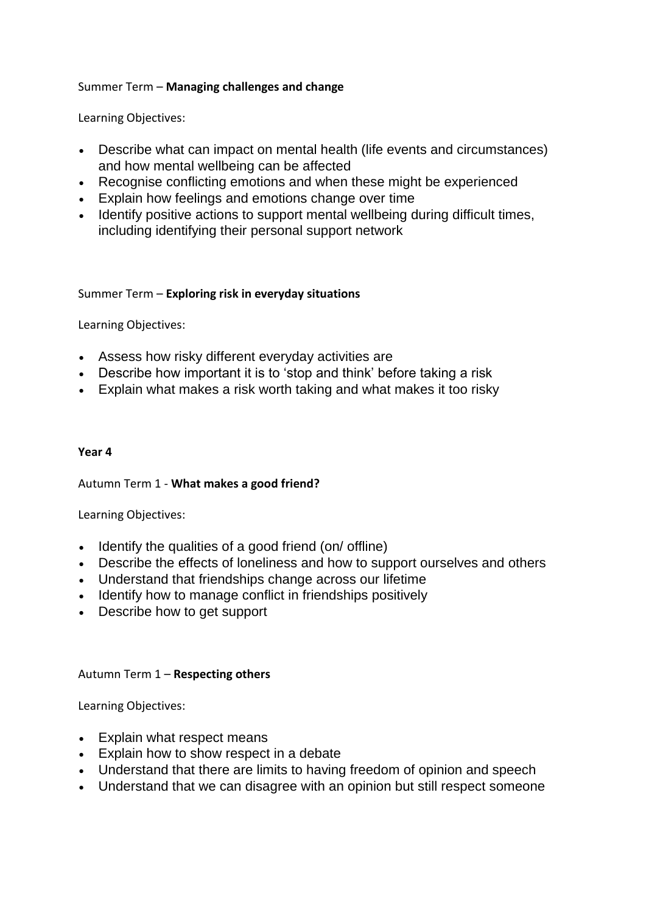Summer Term – **Managing challenges and change**

Learning Objectives:

- Describe what can impact on mental health (life events and circumstances) and how mental wellbeing can be affected
- Recognise conflicting emotions and when these might be experienced
- Explain how feelings and emotions change over time
- Identify positive actions to support mental wellbeing during difficult times, including identifying their personal support network

Summer Term – **Exploring risk in everyday situations**

Learning Objectives:

- Assess how risky different everyday activities are
- Describe how important it is to 'stop and think' before taking a risk
- Explain what makes a risk worth taking and what makes it too risky

**Year 4**

Autumn Term 1 - **What makes a good friend?**

Learning Objectives:

- Identify the qualities of a good friend (on/ offline)
- Describe the effects of loneliness and how to support ourselves and others
- Understand that friendships change across our lifetime
- Identify how to manage conflict in friendships positively
- Describe how to get support

Autumn Term 1 – **Respecting others**

Learning Objectives:

- Explain what respect means
- Explain how to show respect in a debate
- Understand that there are limits to having freedom of opinion and speech
- Understand that we can disagree with an opinion but still respect someone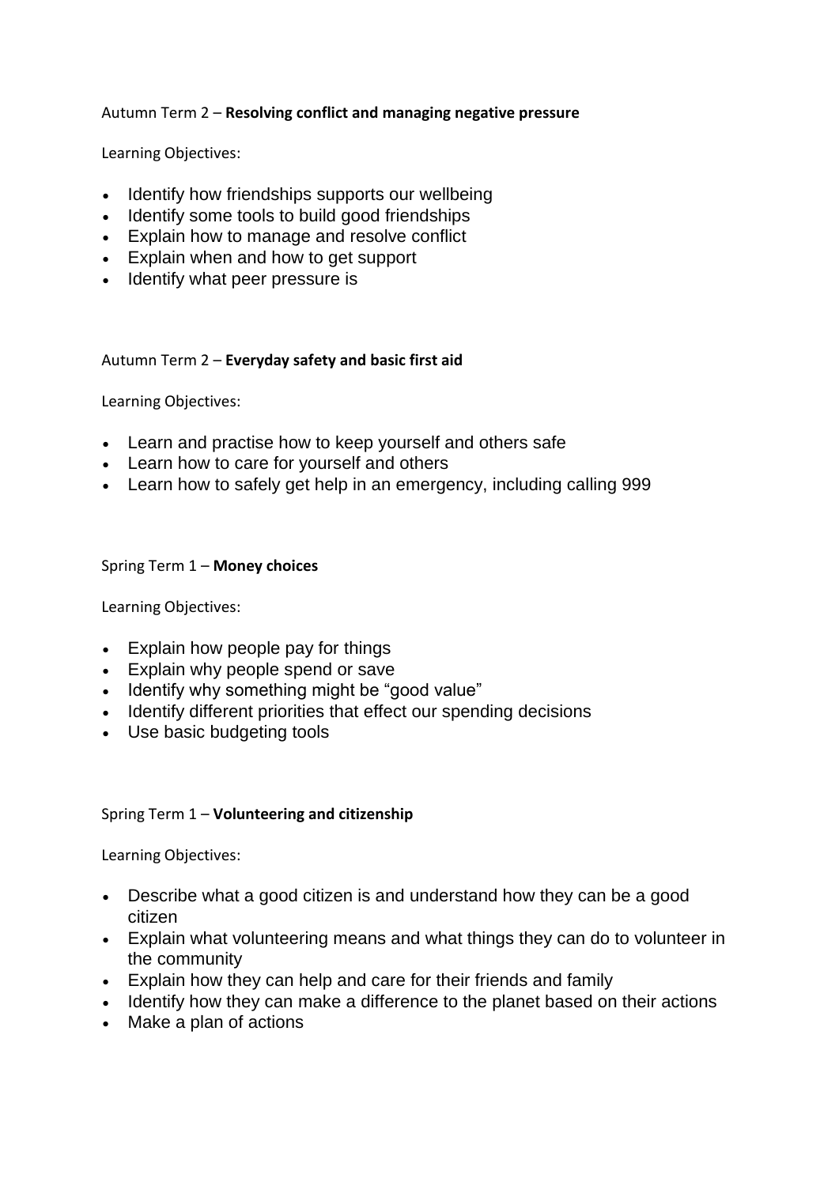Autumn Term 2 – **Resolving conflict and managing negative pressure**

Learning Objectives:

- Identify how friendships supports our wellbeing
- Identify some tools to build good friendships
- Explain how to manage and resolve conflict
- Explain when and how to get support
- Identify what peer pressure is

Autumn Term 2 – **Everyday safety and basic first aid**

Learning Objectives:

- Learn and practise how to keep yourself and others safe
- Learn how to care for yourself and others
- Learn how to safely get help in an emergency, including calling 999

Spring Term 1 – **Money choices**

Learning Objectives:

- Explain how people pay for things
- Explain why people spend or save
- Identify why something might be "good value"
- Identify different priorities that effect our spending decisions
- Use basic budgeting tools

Spring Term 1 – **Volunteering and citizenship**

Learning Objectives:

- Describe what a good citizen is and understand how they can be a good citizen
- Explain what volunteering means and what things they can do to volunteer in the community
- Explain how they can help and care for their friends and family
- Identify how they can make a difference to the planet based on their actions
- Make a plan of actions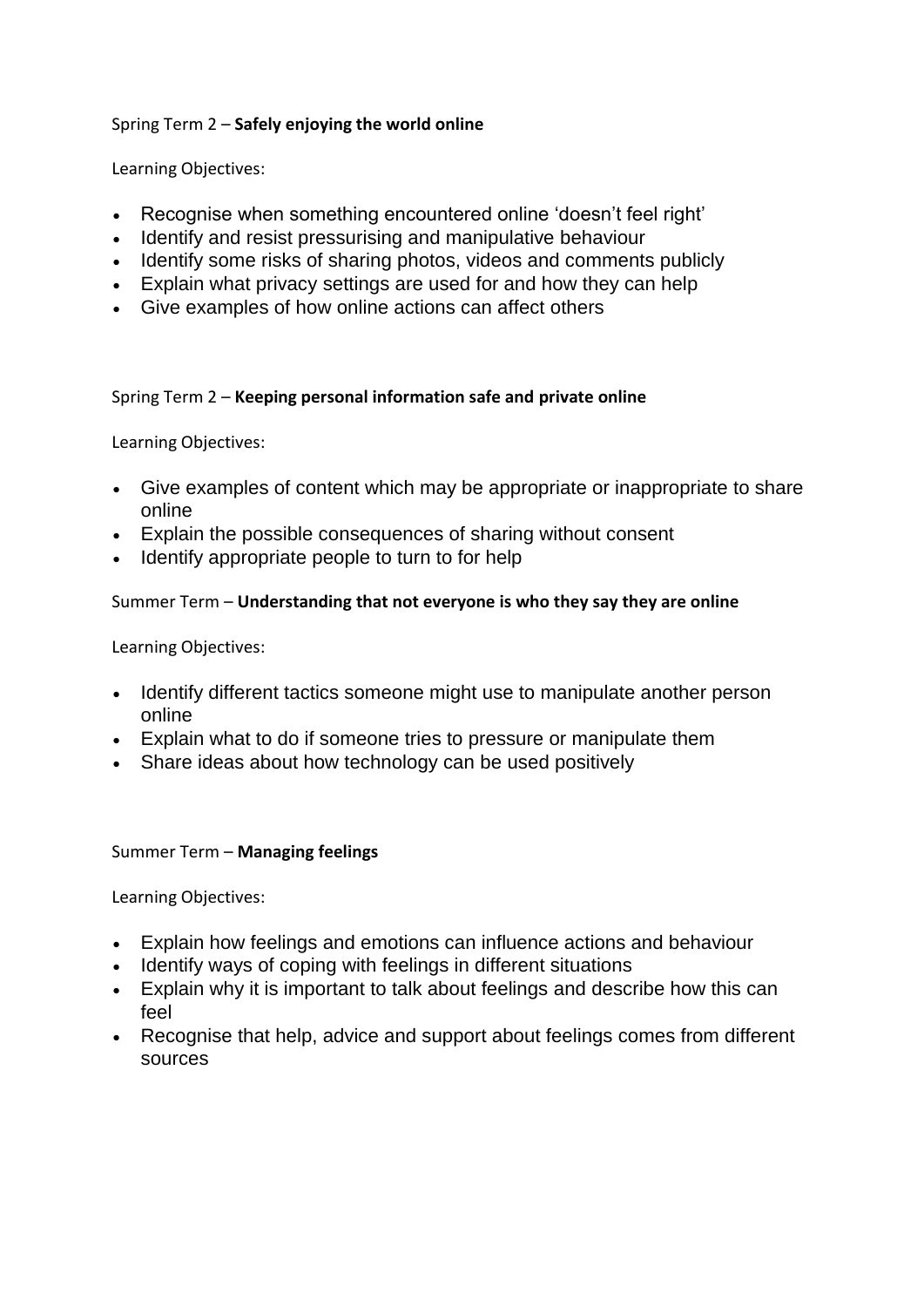Spring Term 2 – **Safely enjoying the world online**

Learning Objectives:

- Recognise when something encountered online 'doesn't feel right'
- Identify and resist pressurising and manipulative behaviour
- Identify some risks of sharing photos, videos and comments publicly
- Explain what privacy settings are used for and how they can help
- Give examples of how online actions can affect others

Spring Term 2 – **Keeping personal information safe and private online**

Learning Objectives:

- Give examples of content which may be appropriate or inappropriate to share online
- Explain the possible consequences of sharing without consent
- Identify appropriate people to turn to for help

Summer Term – **Understanding that not everyone is who they say they are online**

Learning Objectives:

- Identify different tactics someone might use to manipulate another person online
- Explain what to do if someone tries to pressure or manipulate them
- Share ideas about how technology can be used positively

Summer Term – **Managing feelings**

Learning Objectives:

- Explain how feelings and emotions can influence actions and behaviour
- Identify ways of coping with feelings in different situations
- Explain why it is important to talk about feelings and describe how this can feel
- Recognise that help, advice and support about feelings comes from different sources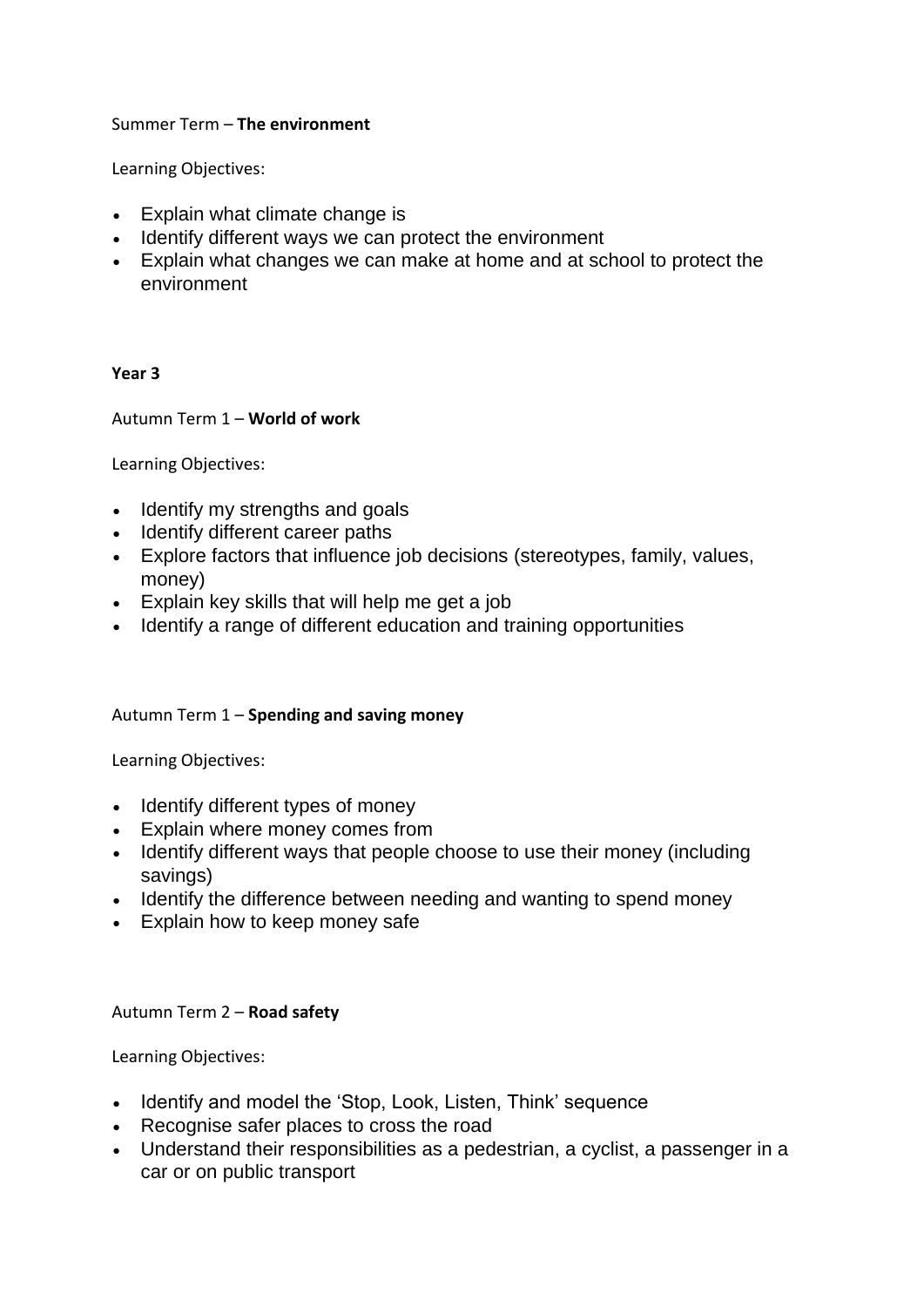Summer Term – **The environment**

Learning Objectives:

- Explain what climate change is
- Identify different ways we can protect the environment
- Explain what changes we can make at home and at school to protect the environment

**Year 3**

Autumn Term 1 – **World of work**

Learning Objectives:

- Identify my strengths and goals
- Identify different career paths
- Explore factors that influence job decisions (stereotypes, family, values, money)
- Explain key skills that will help me get a job
- Identify a range of different education and training opportunities

Autumn Term 1 – **Spending and saving money**

Learning Objectives:

- Identify different types of money
- Explain where money comes from
- Identify different ways that people choose to use their money (including savings)
- Identify the difference between needing and wanting to spend money
- Explain how to keep money safe

Autumn Term 2 – **Road safety**

Learning Objectives:

- Identify and model the 'Stop, Look, Listen, Think' sequence
- Recognise safer places to cross the road
- Understand their responsibilities as a pedestrian, a cyclist, a passenger in a car or on public transport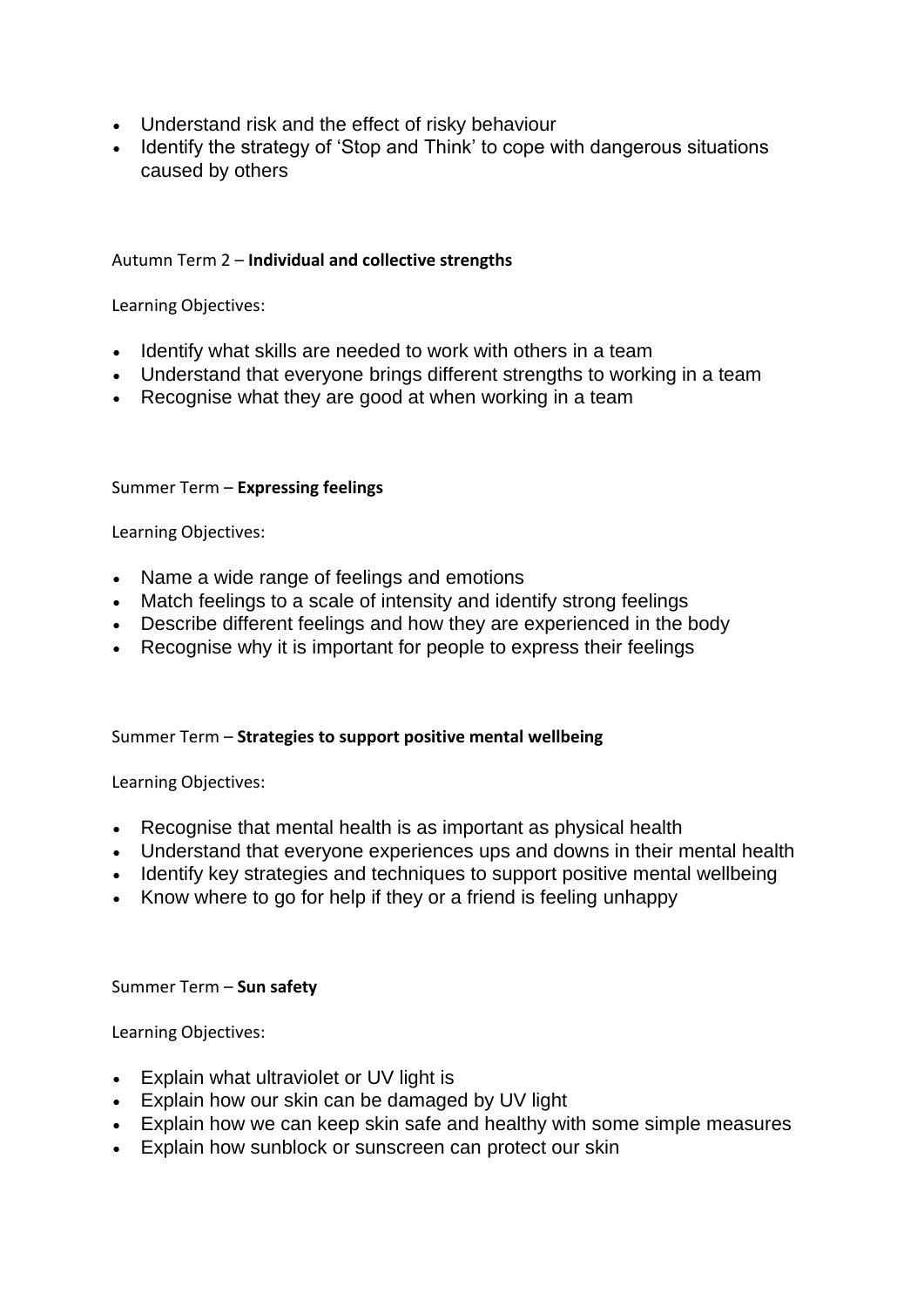- Understand risk and the effect of risky behaviour
- Identify the strategy of 'Stop and Think' to cope with dangerous situations caused by others

Autumn Term 2 – **Individual and collective strengths**

Learning Objectives:

- Identify what skills are needed to work with others in a team
- Understand that everyone brings different strengths to working in a team
- Recognise what they are good at when working in a team

Summer Term – **Expressing feelings**

Learning Objectives:

- Name a wide range of feelings and emotions
- Match feelings to a scale of intensity and identify strong feelings
- Describe different feelings and how they are experienced in the body
- Recognise why it is important for people to express their feelings

Summer Term – **Strategies to support positive mental wellbeing**

Learning Objectives:

- Recognise that mental health is as important as physical health
- Understand that everyone experiences ups and downs in their mental health
- Identify key strategies and techniques to support positive mental wellbeing
- Know where to go for help if they or a friend is feeling unhappy

Summer Term – **Sun safety**

Learning Objectives:

- Explain what ultraviolet or UV light is
- Explain how our skin can be damaged by UV light
- Explain how we can keep skin safe and healthy with some simple measures
- Explain how sunblock or sunscreen can protect our skin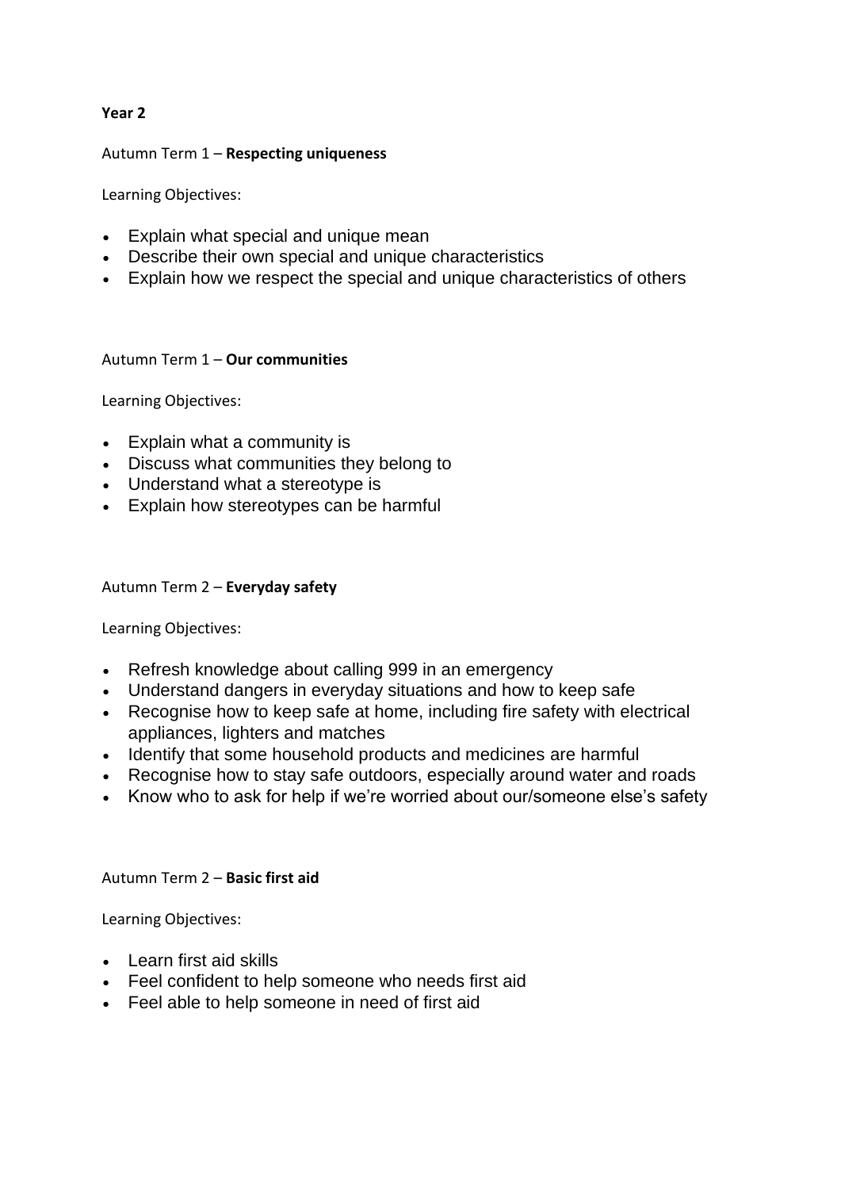**Year 2**

Autumn Term 1 – **Respecting uniqueness**

Learning Objectives:

- Explain what special and unique mean
- Describe their own special and unique characteristics
- Explain how we respect the special and unique characteristics of others

Autumn Term 1 – **Our communities**

Learning Objectives:

- Explain what a community is
- Discuss what communities they belong to
- Understand what a stereotype is
- Explain how stereotypes can be harmful

Autumn Term 2 – **Everyday safety**

Learning Objectives:

- Refresh knowledge about calling 999 in an emergency
- Understand dangers in everyday situations and how to keep safe
- Recognise how to keep safe at home, including fire safety with electrical appliances, lighters and matches
- Identify that some household products and medicines are harmful
- Recognise how to stay safe outdoors, especially around water and roads
- Know who to ask for help if we're worried about our/someone else's safety

Autumn Term 2 – **Basic first aid**

Learning Objectives:

- Learn first aid skills
- Feel confident to help someone who needs first aid
- Feel able to help someone in need of first aid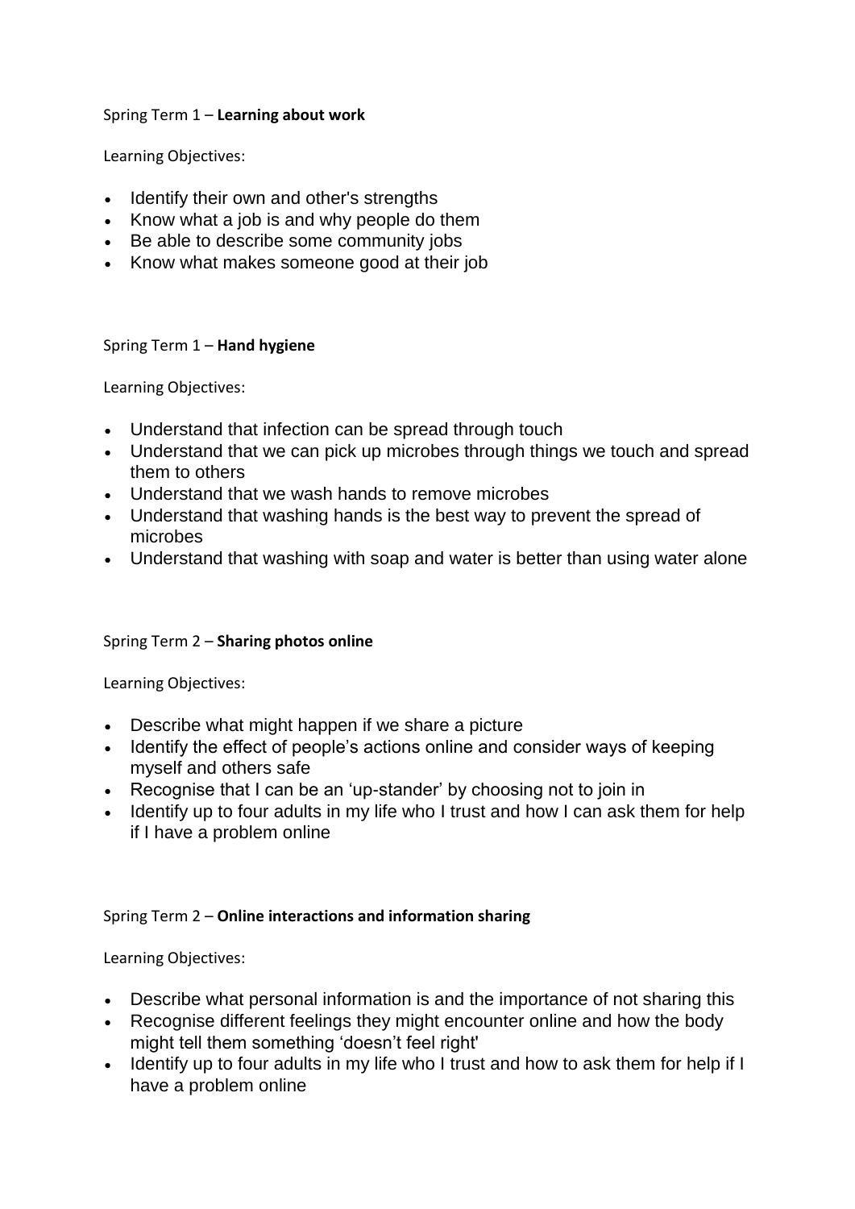Spring Term 1 – **Learning about work**

Learning Objectives:

- Identify their own and other's strengths
- Know what a job is and why people do them
- Be able to describe some community jobs
- Know what makes someone good at their job

Spring Term 1 – **Hand hygiene**

Learning Objectives:

- Understand that infection can be spread through touch
- Understand that we can pick up microbes through things we touch and spread them to others
- Understand that we wash hands to remove microbes
- Understand that washing hands is the best way to prevent the spread of microbes
- Understand that washing with soap and water is better than using water alone

Spring Term 2 – **Sharing photos online**

Learning Objectives:

- Describe what might happen if we share a picture
- Identify the effect of people's actions online and consider ways of keeping myself and others safe
- Recognise that I can be an 'up-stander' by choosing not to join in
- Identify up to four adults in my life who I trust and how I can ask them for help if I have a problem online

Spring Term 2 – **Online interactions and information sharing**

Learning Objectives:

- Describe what personal information is and the importance of not sharing this
- Recognise different feelings they might encounter online and how the body might tell them something 'doesn't feel right'
- Identify up to four adults in my life who I trust and how to ask them for help if I have a problem online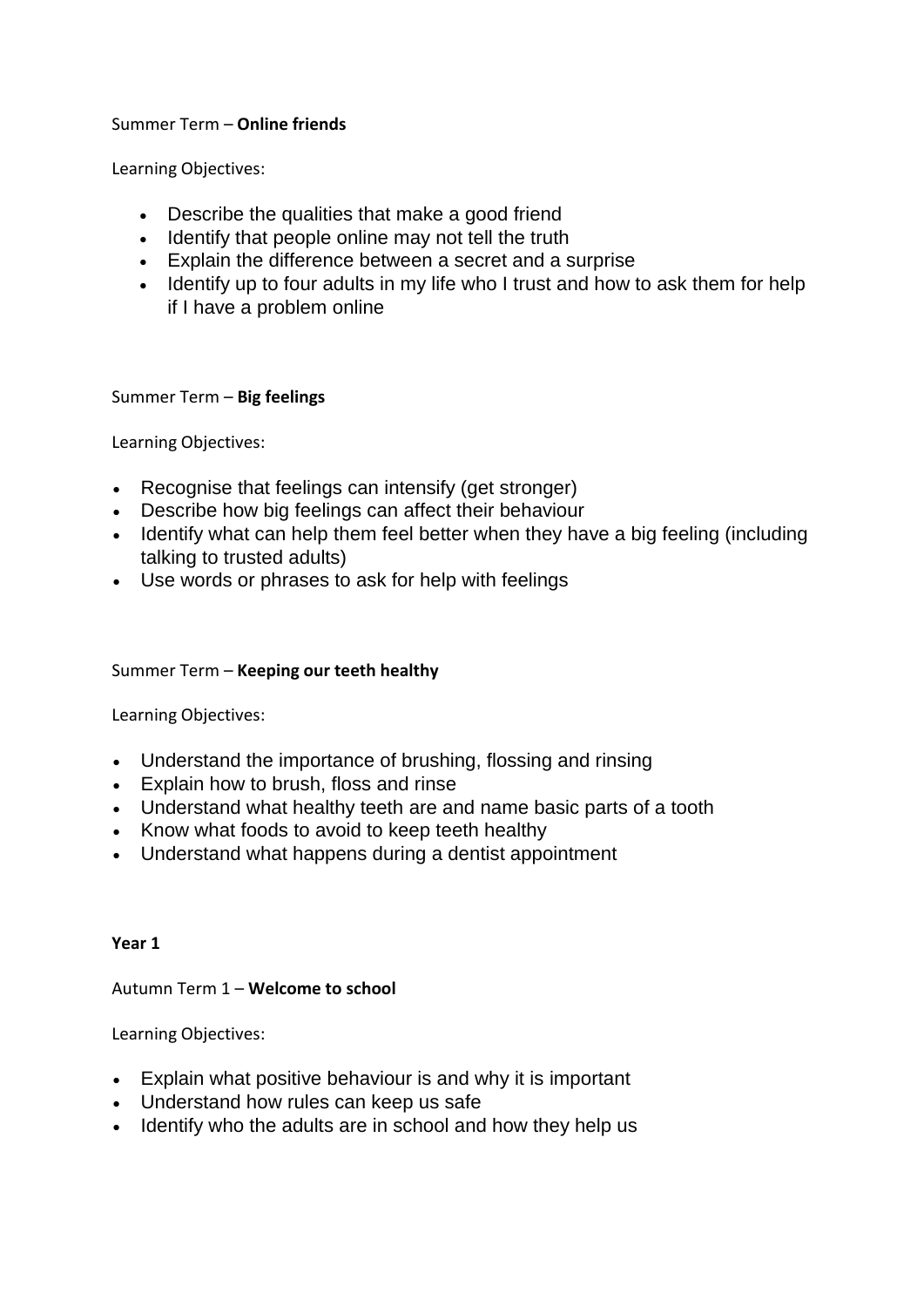Summer Term – **Online friends**

Learning Objectives:

- Describe the qualities that make a good friend
- Identify that people online may not tell the truth
- Explain the difference between a secret and a surprise
- Identify up to four adults in my life who I trust and how to ask them for help if I have a problem online

Summer Term – **Big feelings**

Learning Objectives:

- Recognise that feelings can intensify (get stronger)
- Describe how big feelings can affect their behaviour
- Identify what can help them feel better when they have a big feeling (including talking to trusted adults)
- Use words or phrases to ask for help with feelings

Summer Term – **Keeping our teeth healthy**

Learning Objectives:

- Understand the importance of brushing, flossing and rinsing
- Explain how to brush, floss and rinse
- Understand what healthy teeth are and name basic parts of a tooth
- Know what foods to avoid to keep teeth healthy
- Understand what happens during a dentist appointment

**Year 1**

Autumn Term 1 – **Welcome to school**

Learning Objectives:

- Explain what positive behaviour is and why it is important
- Understand how rules can keep us safe
- Identify who the adults are in school and how they help us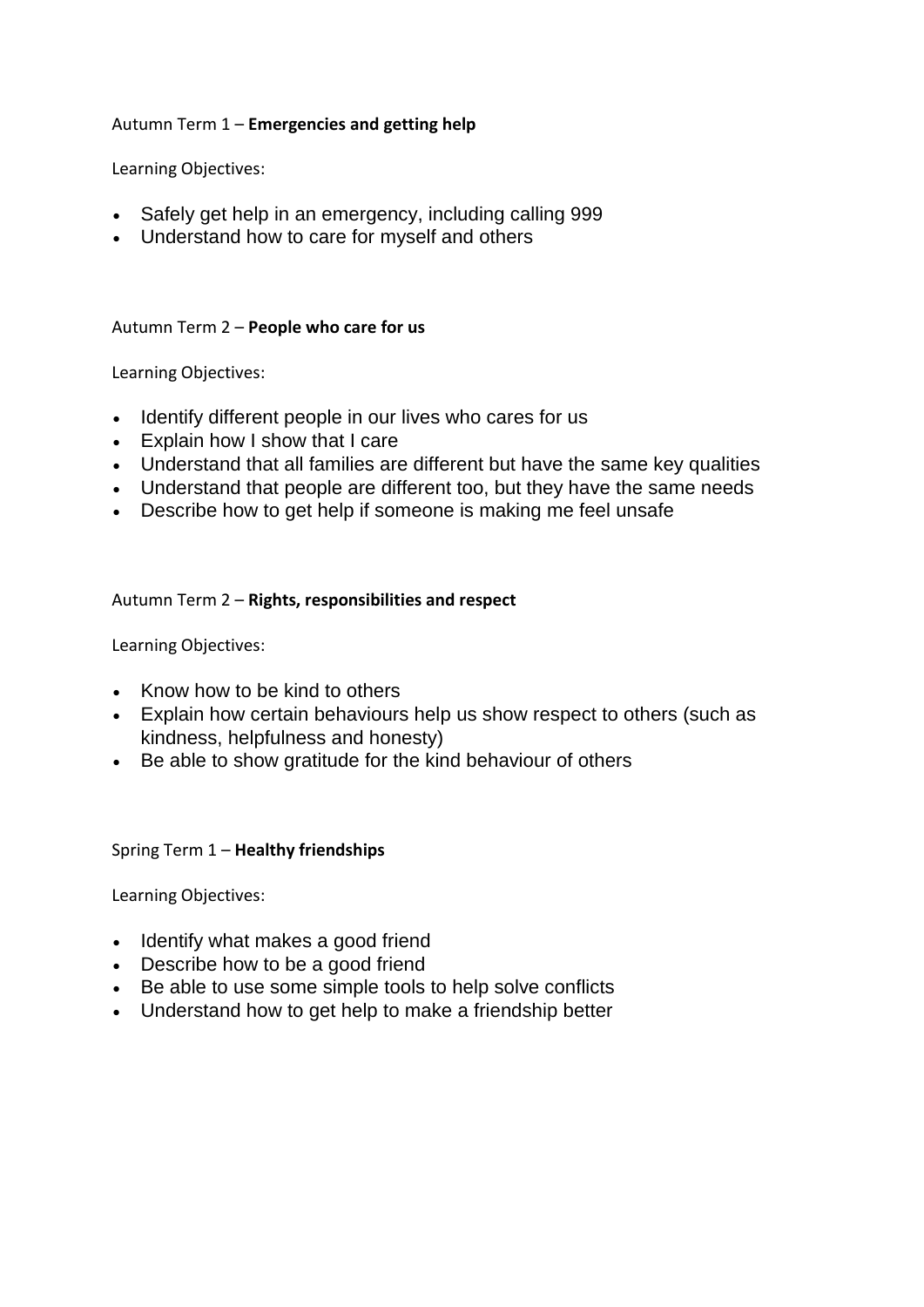Autumn Term 1 – **Emergencies and getting help**

Learning Objectives:

- Safely get help in an emergency, including calling 999
- Understand how to care for myself and others

Autumn Term 2 – **People who care for us**

Learning Objectives:

- Identify different people in our lives who cares for us
- Explain how I show that I care
- Understand that all families are different but have the same key qualities
- Understand that people are different too, but they have the same needs
- Describe how to get help if someone is making me feel unsafe

Autumn Term 2 – **Rights, responsibilities and respect**

Learning Objectives:

- Know how to be kind to others
- Explain how certain behaviours help us show respect to others (such as kindness, helpfulness and honesty)
- Be able to show gratitude for the kind behaviour of others

Spring Term 1 – **Healthy friendships**

Learning Objectives:

- Identify what makes a good friend
- Describe how to be a good friend
- Be able to use some simple tools to help solve conflicts
- Understand how to get help to make a friendship better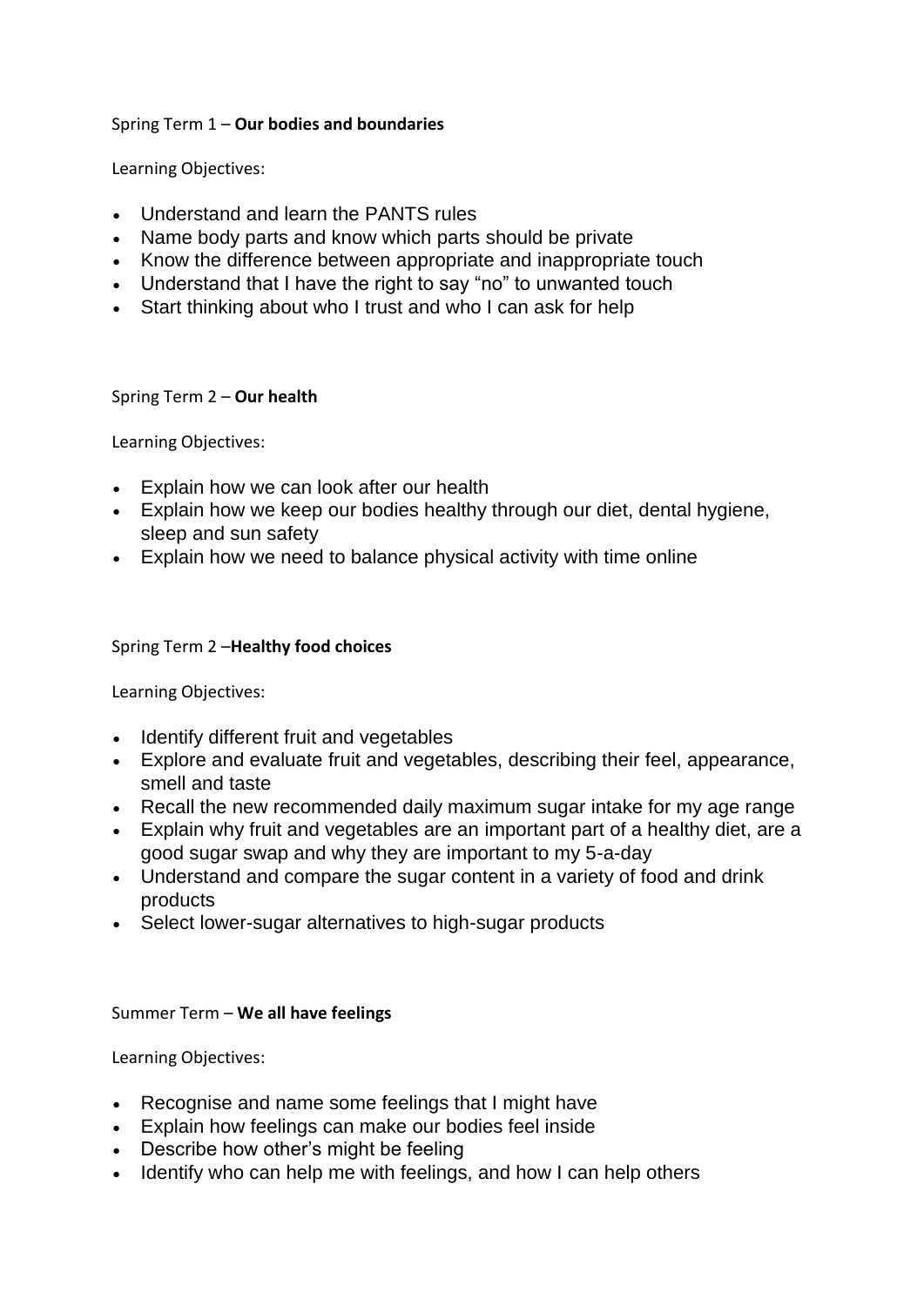Spring Term 1 – **Our bodies and boundaries**

Learning Objectives:

- Understand and learn the PANTS rules
- Name body parts and know which parts should be private
- Know the difference between appropriate and inappropriate touch
- Understand that I have the right to say "no" to unwanted touch
- Start thinking about who I trust and who I can ask for help

Spring Term 2 – **Our health**

Learning Objectives:

- Explain how we can look after our health
- Explain how we keep our bodies healthy through our diet, dental hygiene, sleep and sun safety
- Explain how we need to balance physical activity with time online

Spring Term 2 –**Healthy food choices**

Learning Objectives:

- Identify different fruit and vegetables
- Explore and evaluate fruit and vegetables, describing their feel, appearance, smell and taste
- Recall the new recommended daily maximum sugar intake for my age range
- Explain why fruit and vegetables are an important part of a healthy diet, are a good sugar swap and why they are important to my 5-a-day
- Understand and compare the sugar content in a variety of food and drink products
- Select lower-sugar alternatives to high-sugar products

Summer Term – **We all have feelings**

Learning Objectives:

- Recognise and name some feelings that I might have
- Explain how feelings can make our bodies feel inside
- Describe how other's might be feeling
- Identify who can help me with feelings, and how I can help others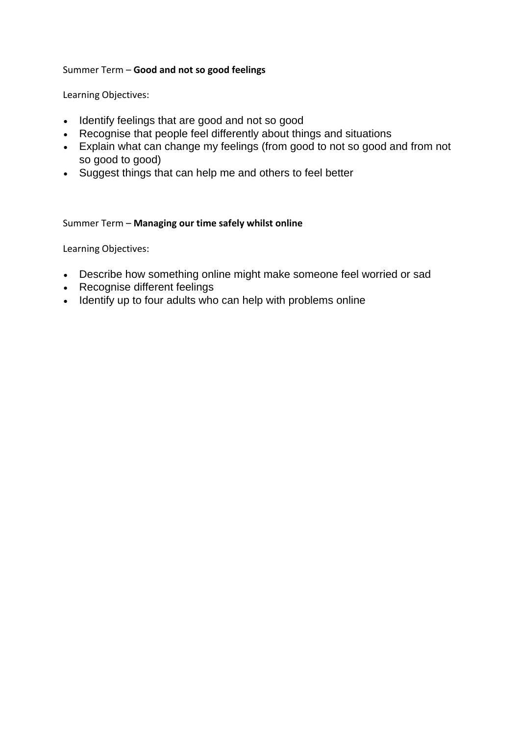Summer Term – **Good and not so good feelings**

Learning Objectives:

- Identify feelings that are good and not so good
- Recognise that people feel differently about things and situations
- Explain what can change my feelings (from good to not so good and from not so good to good)
- Suggest things that can help me and others to feel better

Summer Term – **Managing our time safely whilst online**

Learning Objectives:

- Describe how something online might make someone feel worried or sad
- Recognise different feelings
- Identify up to four adults who can help with problems online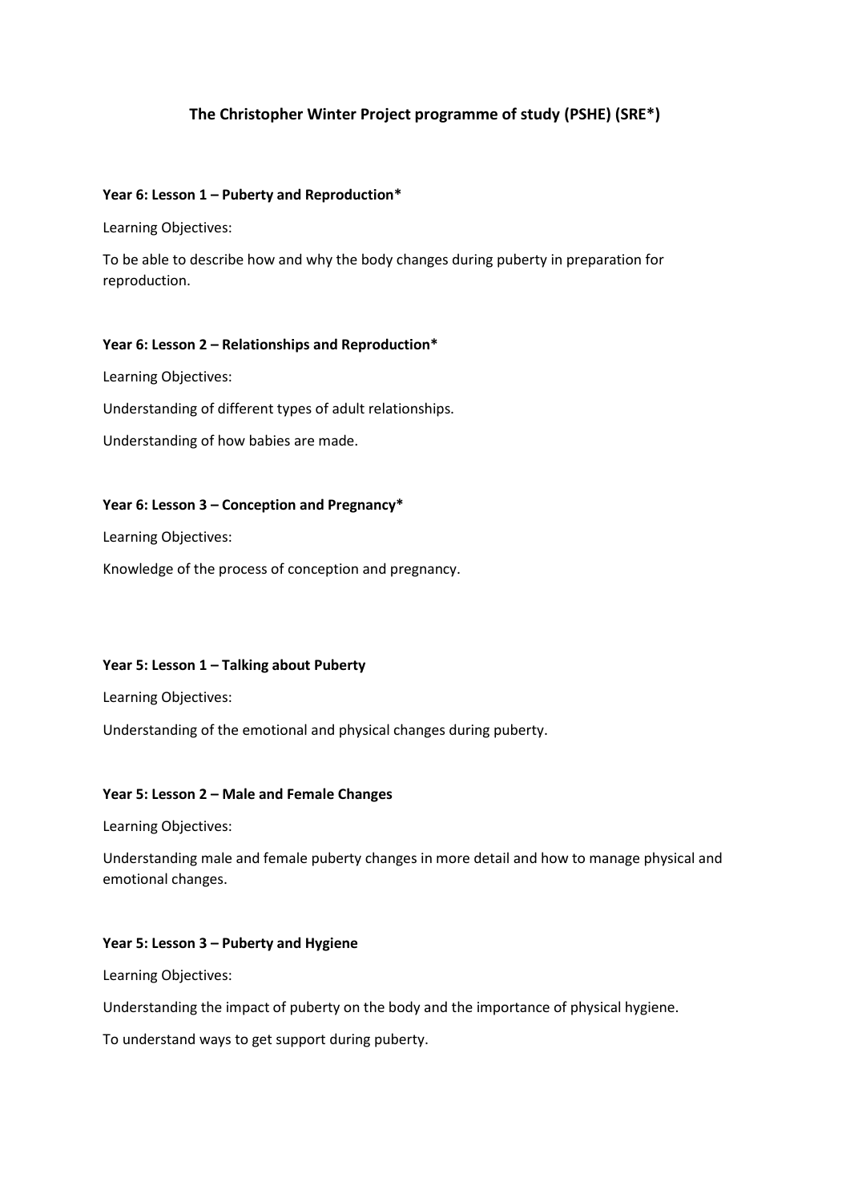## The Christopher Winter Project programme of study (PSHE) (SRE*)

**Year 6: Lesson 1 – Puberty and Reproduction***

Learning Objectives:

To be able to describe how and why the body changes during puberty in preparation for reproduction.

**Year 6: Lesson 2 – Relationships and Reproduction***

Learning Objectives:

Understanding of different types of adult relationships.

Understanding of how babies are made.

**Year 6: Lesson 3 – Conception and Pregnancy***

Learning Objectives:

Knowledge of the process of conception and pregnancy.

**Year 5: Lesson 1 – Talking about Puberty**

Learning Objectives:

Understanding of the emotional and physical changes during puberty.

**Year 5: Lesson 2 – Male and Female Changes**

Learning Objectives:

Understanding male and female puberty changes in more detail and how to manage physical and emotional changes.

**Year 5: Lesson 3 – Puberty and Hygiene**

Learning Objectives:

Understanding the impact of puberty on the body and the importance of physical hygiene.

To understand ways to get support during puberty.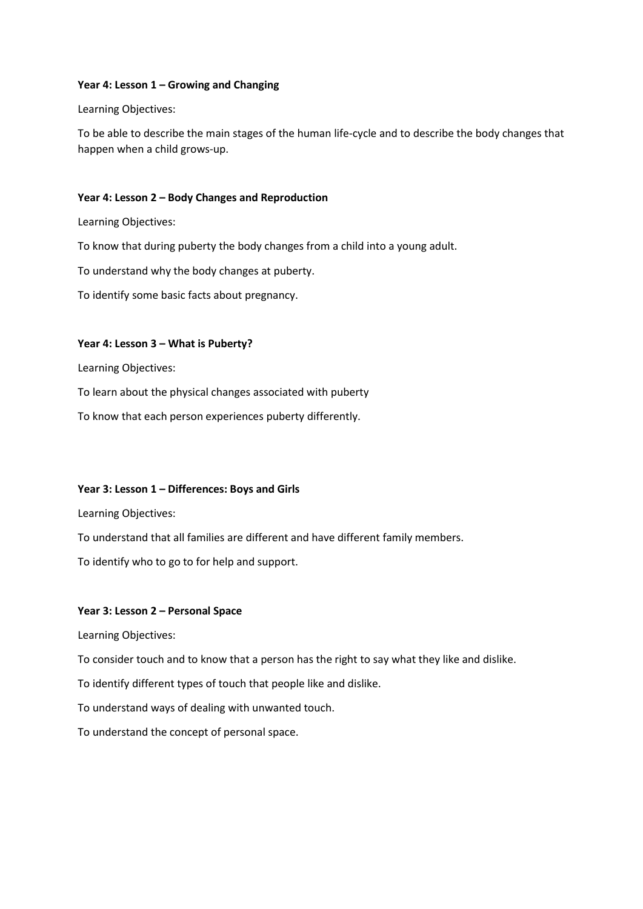**Year 4: Lesson 1 – Growing and Changing**

Learning Objectives:

To be able to describe the main stages of the human life-cycle and to describe the body changes that happen when a child grows-up.

**Year 4: Lesson 2 – Body Changes and Reproduction**

Learning Objectives:

To know that during puberty the body changes from a child into a young adult.

To understand why the body changes at puberty.

To identify some basic facts about pregnancy.

**Year 4: Lesson 3 – What is Puberty?**

Learning Objectives:

To learn about the physical changes associated with puberty

To know that each person experiences puberty differently.

**Year 3: Lesson 1 – Differences: Boys and Girls**

Learning Objectives:

To understand that all families are different and have different family members.

To identify who to go to for help and support.

**Year 3: Lesson 2 – Personal Space**

Learning Objectives:

To consider touch and to know that a person has the right to say what they like and dislike.

To identify different types of touch that people like and dislike.

To understand ways of dealing with unwanted touch.

To understand the concept of personal space.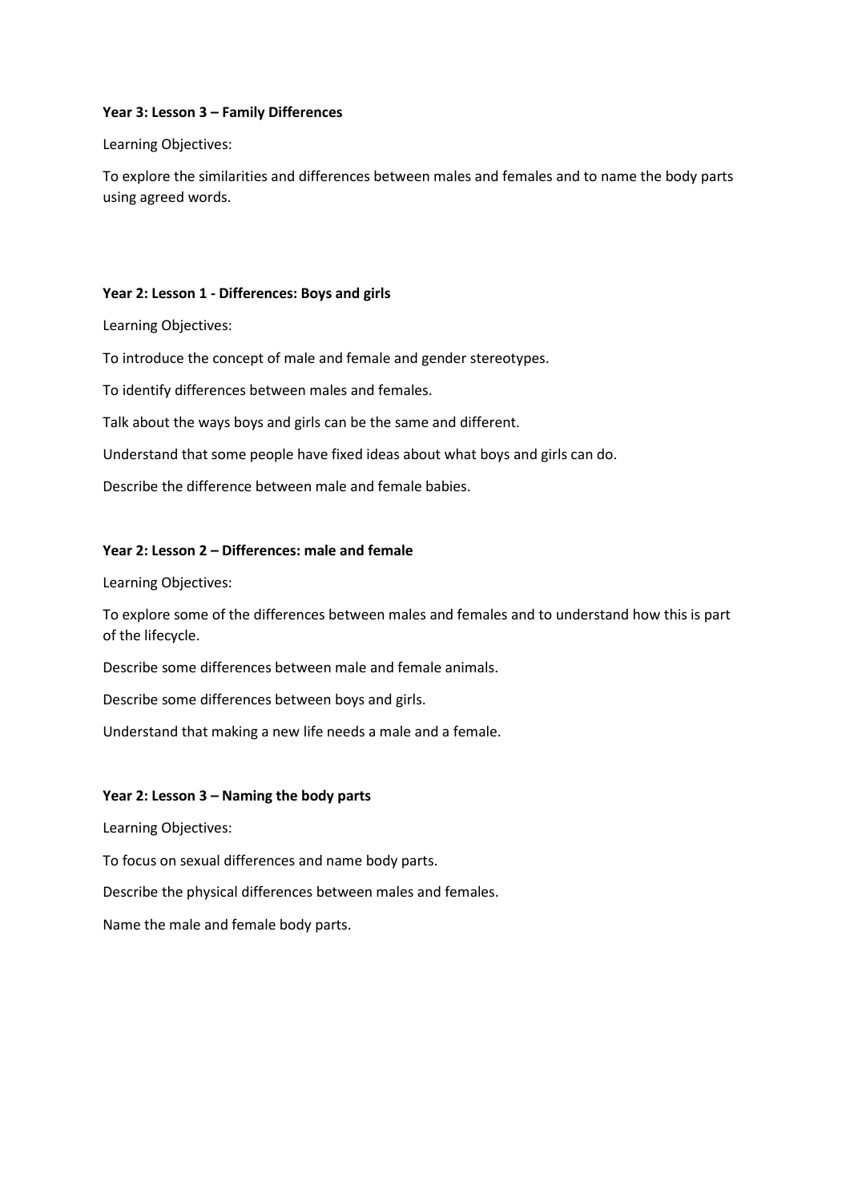**Year 3: Lesson 3 – Family Differences**

Learning Objectives:

To explore the similarities and differences between males and females and to name the body parts using agreed words.

**Year 2: Lesson 1 - Differences: Boys and girls**

Learning Objectives:

To introduce the concept of male and female and gender stereotypes.

To identify differences between males and females.

Talk about the ways boys and girls can be the same and different.

Understand that some people have fixed ideas about what boys and girls can do.

Describe the difference between male and female babies.

**Year 2: Lesson 2 – Differences: male and female**

Learning Objectives:

To explore some of the differences between males and females and to understand how this is part of the lifecycle.

Describe some differences between male and female animals.

Describe some differences between boys and girls.

Understand that making a new life needs a male and a female.

**Year 2: Lesson 3 – Naming the body parts**

Learning Objectives:

To focus on sexual differences and name body parts.

Describe the physical differences between males and females.

Name the male and female body parts.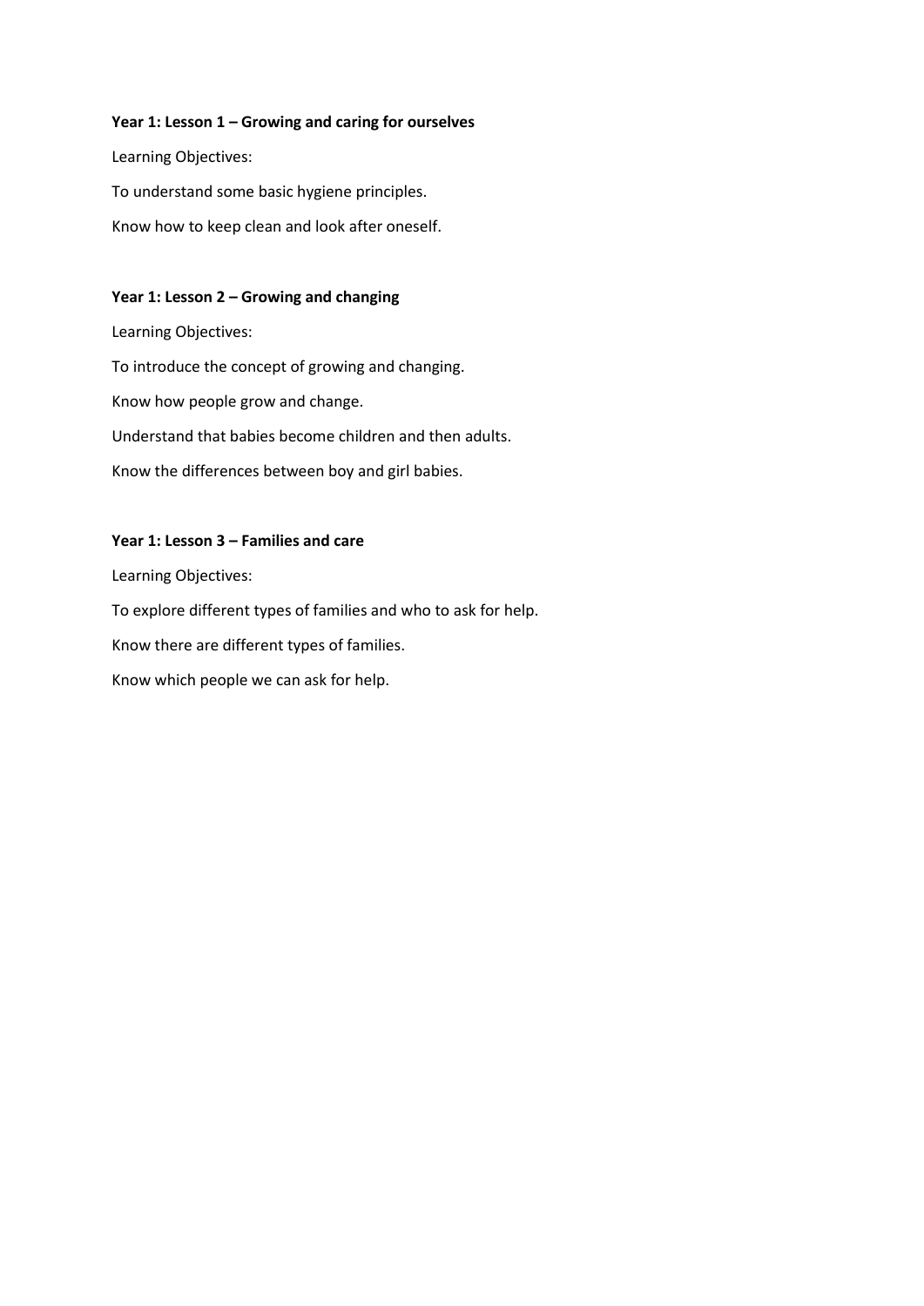**Year 1: Lesson 1 – Growing and caring for ourselves**

Learning Objectives:

To understand some basic hygiene principles.

Know how to keep clean and look after oneself.

**Year 1: Lesson 2 – Growing and changing**

Learning Objectives:

To introduce the concept of growing and changing.

Know how people grow and change.

Understand that babies become children and then adults.

Know the differences between boy and girl babies.

**Year 1: Lesson 3 – Families and care**

Learning Objectives:

To explore different types of families and who to ask for help.

Know there are different types of families.

Know which people we can ask for help.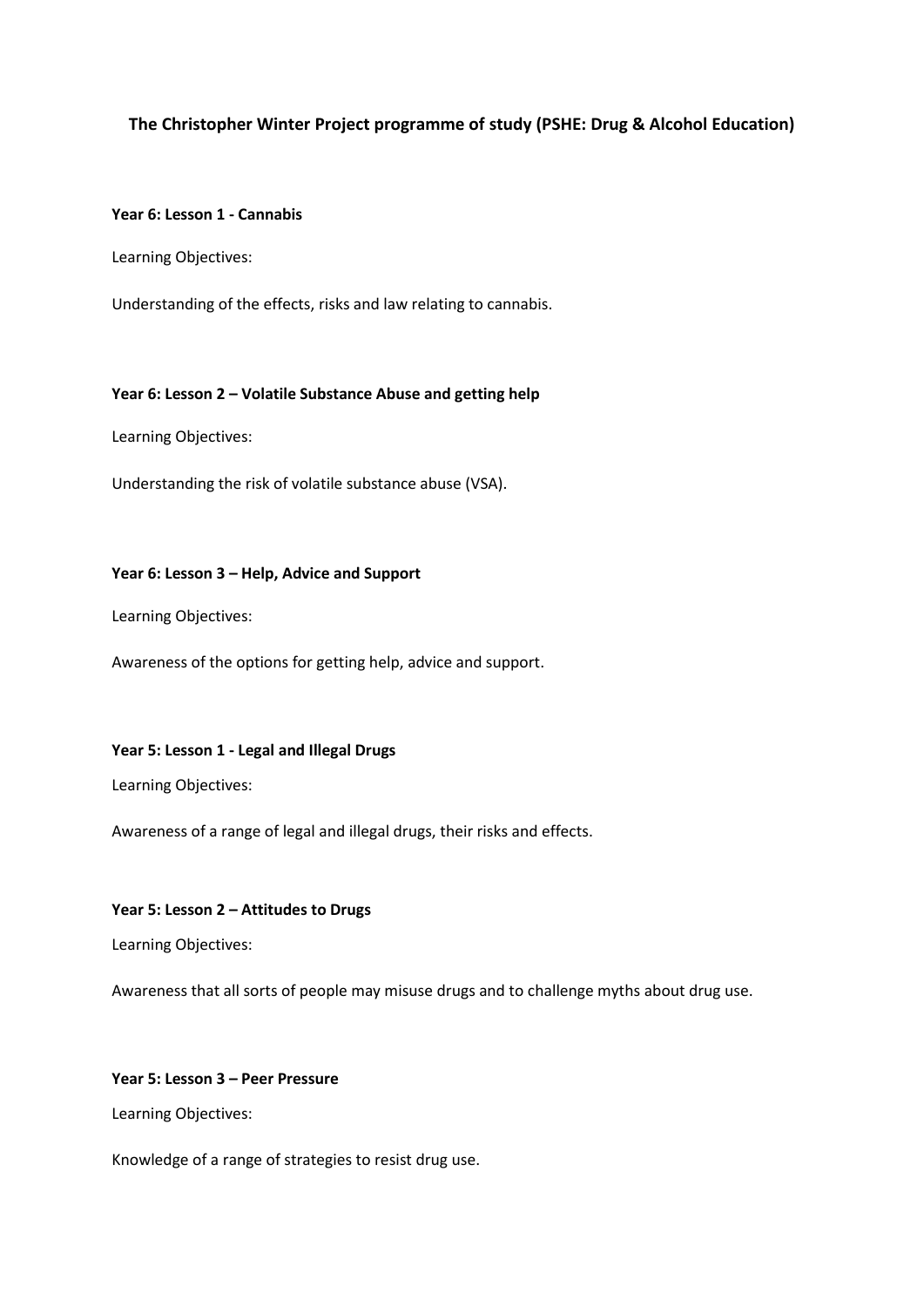**The Christopher Winter Project programme of study (PSHE: Drug & Alcohol Education)**

**Year 6: Lesson 1 - Cannabis**

Learning Objectives:

Understanding of the effects, risks and law relating to cannabis.

**Year 6: Lesson 2 – Volatile Substance Abuse and getting help**

Learning Objectives:

Understanding the risk of volatile substance abuse (VSA).

**Year 6: Lesson 3 – Help, Advice and Support**

Learning Objectives:

Awareness of the options for getting help, advice and support.

**Year 5: Lesson 1 - Legal and Illegal Drugs**

Learning Objectives:

Awareness of a range of legal and illegal drugs, their risks and effects.

**Year 5: Lesson 2 – Attitudes to Drugs**

Learning Objectives:

Awareness that all sorts of people may misuse drugs and to challenge myths about drug use.

**Year 5: Lesson 3 – Peer Pressure**

Learning Objectives:

Knowledge of a range of strategies to resist drug use.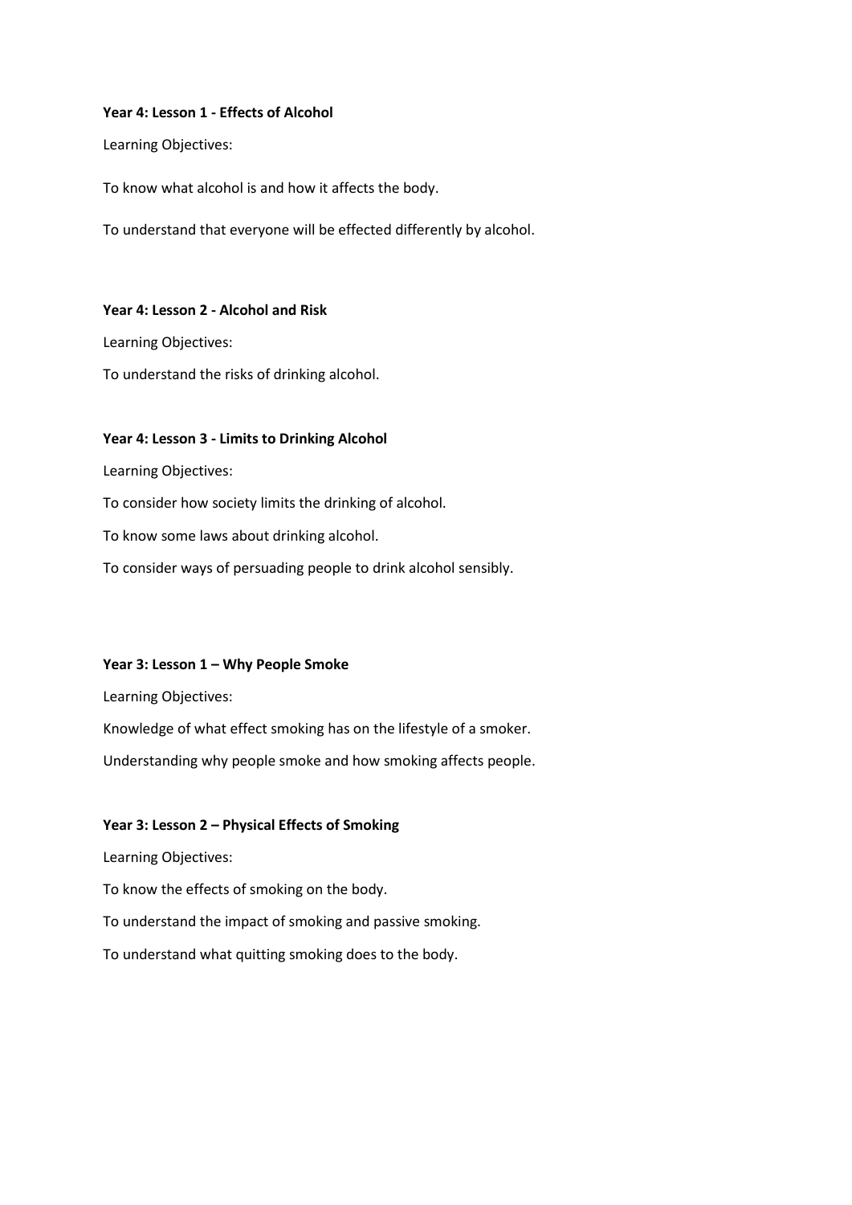**Year 4: Lesson 1 - Effects of Alcohol**

Learning Objectives:

To know what alcohol is and how it affects the body.

To understand that everyone will be effected differently by alcohol.

**Year 4: Lesson 2 - Alcohol and Risk**

Learning Objectives:

To understand the risks of drinking alcohol.

**Year 4: Lesson 3 - Limits to Drinking Alcohol**

Learning Objectives:

To consider how society limits the drinking of alcohol.

To know some laws about drinking alcohol.

To consider ways of persuading people to drink alcohol sensibly.

**Year 3: Lesson 1 – Why People Smoke**

Learning Objectives:

Knowledge of what effect smoking has on the lifestyle of a smoker.

Understanding why people smoke and how smoking affects people.

**Year 3: Lesson 2 – Physical Effects of Smoking**

Learning Objectives:

To know the effects of smoking on the body.

To understand the impact of smoking and passive smoking.

To understand what quitting smoking does to the body.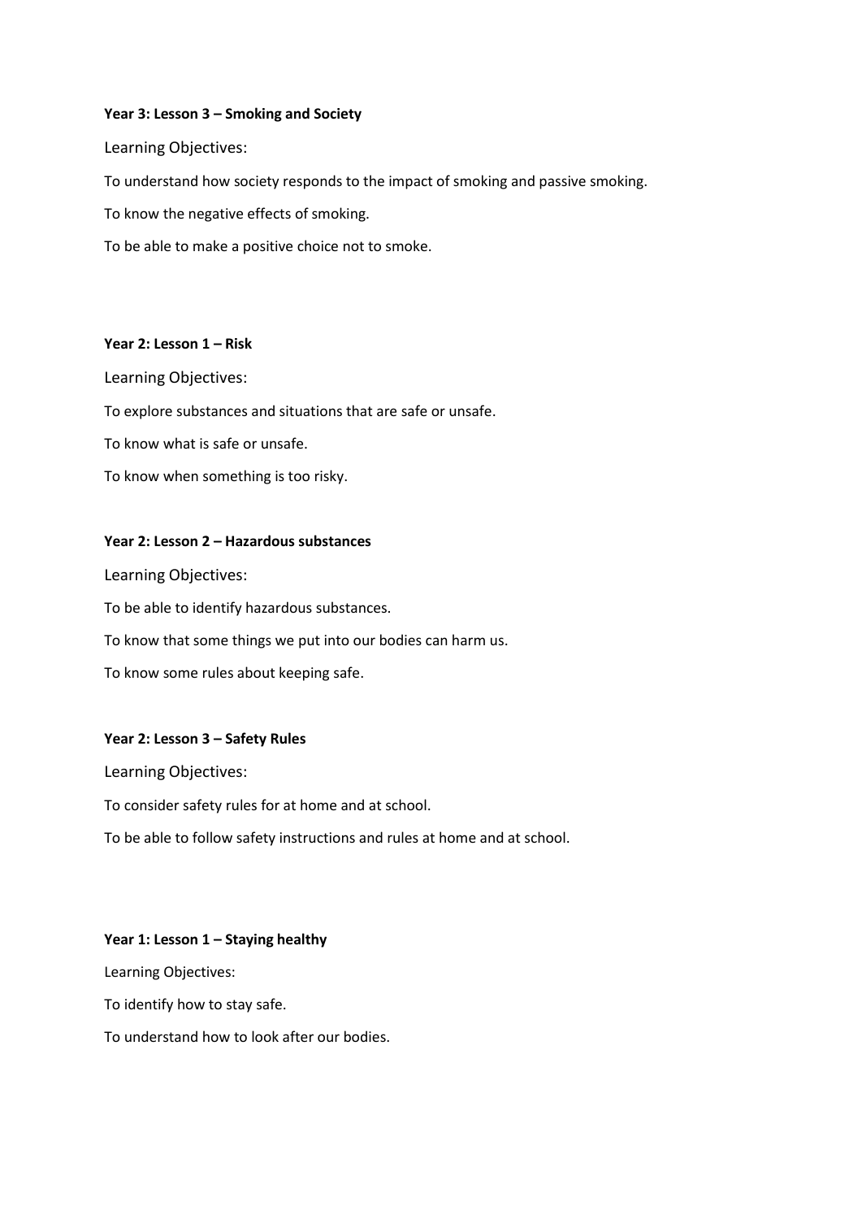**Year 3: Lesson 3 – Smoking and Society**

Learning Objectives:

To understand how society responds to the impact of smoking and passive smoking.

To know the negative effects of smoking.

To be able to make a positive choice not to smoke.

**Year 2: Lesson 1 – Risk**

Learning Objectives:

To explore substances and situations that are safe or unsafe.

To know what is safe or unsafe.

To know when something is too risky.

**Year 2: Lesson 2 – Hazardous substances**

Learning Objectives:

To be able to identify hazardous substances.

To know that some things we put into our bodies can harm us.

To know some rules about keeping safe.

**Year 2: Lesson 3 – Safety Rules**

Learning Objectives:

To consider safety rules for at home and at school.

To be able to follow safety instructions and rules at home and at school.

**Year 1: Lesson 1 – Staying healthy**

Learning Objectives:

To identify how to stay safe.

To understand how to look after our bodies.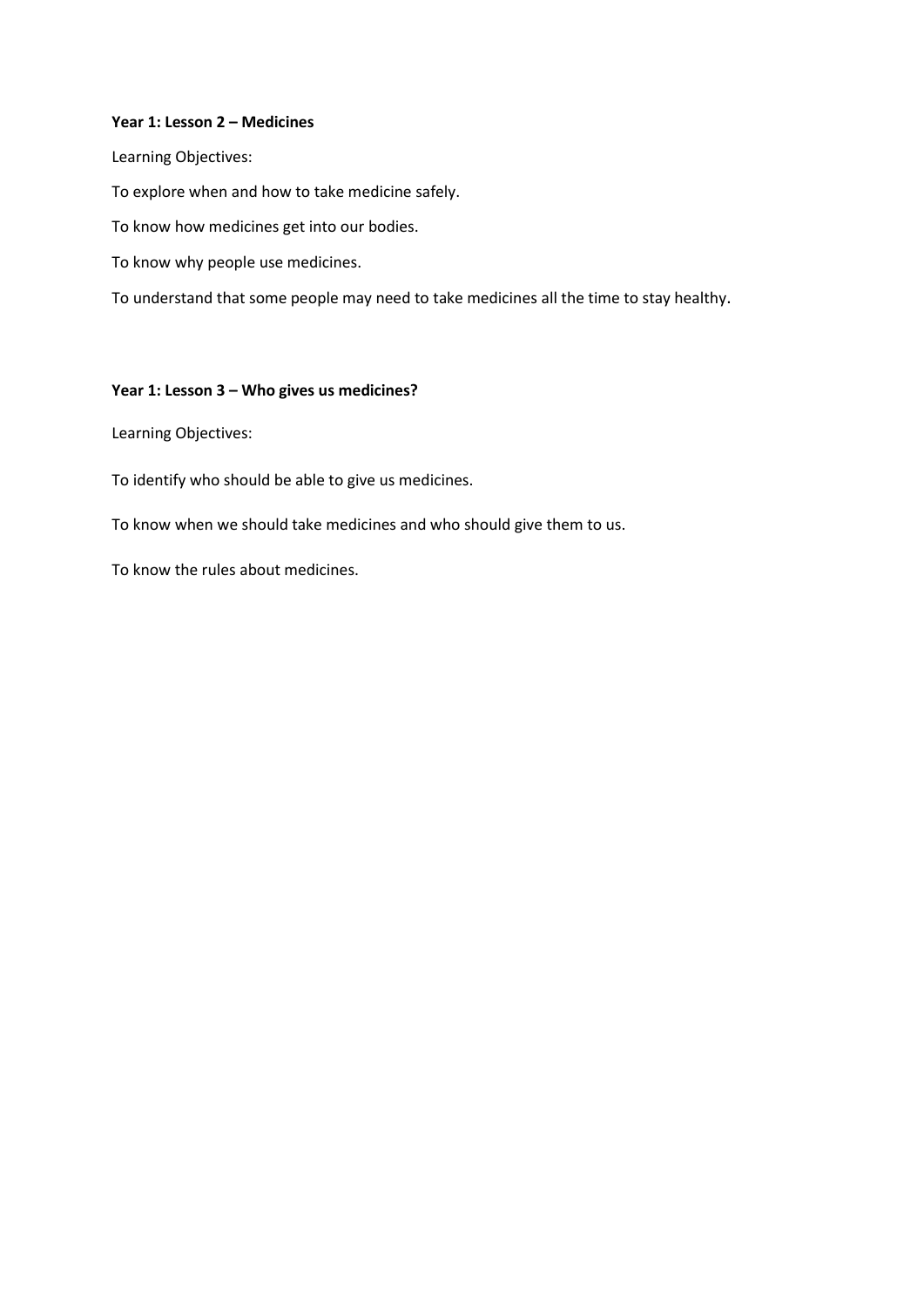**Year 1: Lesson 2 – Medicines**

Learning Objectives:

To explore when and how to take medicine safely.

To know how medicines get into our bodies.

To know why people use medicines.

To understand that some people may need to take medicines all the time to stay healthy.

**Year 1: Lesson 3 – Who gives us medicines?**

Learning Objectives:

To identify who should be able to give us medicines.

To know when we should take medicines and who should give them to us.

To know the rules about medicines.